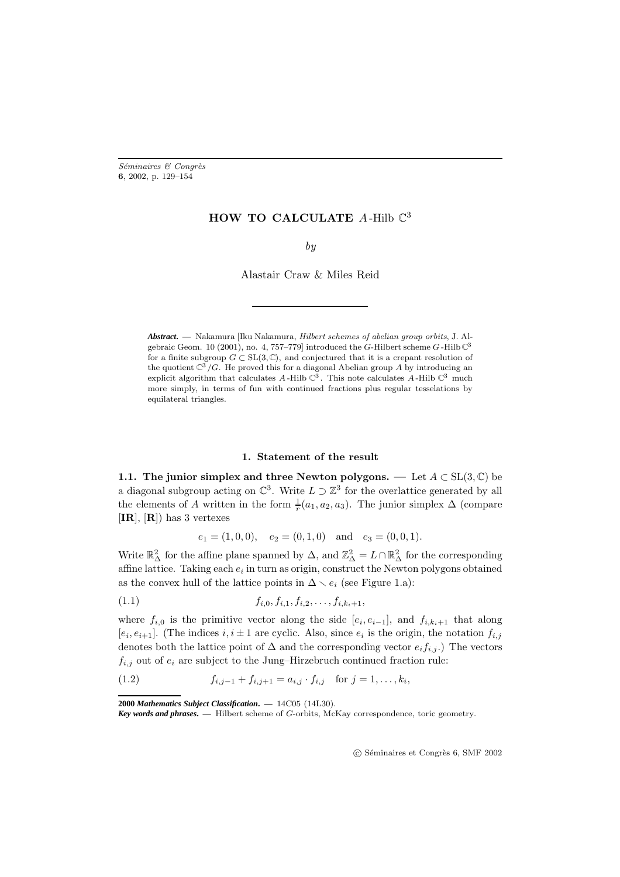# HOW TO CALCULATE $A$-Hilb $\mathbb{C}^3$

*by*

Alastair Craw & Miles Reid

***Abstract.*** — Nakamura [Iku Nakamura, *Hilbert schemes of abelian group orbits*, J. Algebraic Geom. 10 (2001), no. 4, 757–779] introduced the $G$-Hilbert scheme $G$-Hilb $\mathbb{C}^3$ for a finite subgroup $G \subset \mathrm{SL}(3,\mathbb{C})$, and conjectured that it is a crepant resolution of the quotient $\mathbb{C}^3/G$. He proved this for a diagonal Abelian group $A$ by introducing an explicit algorithm that calculates $A$-Hilb $\mathbb{C}^3$. This note calculates $A$-Hilb $\mathbb{C}^3$ much more simply, in terms of fun with continued fractions plus regular tesselations by equilateral triangles.

## 1. Statement of the result

**1.1. The junior simplex and three Newton polygons.** — Let $A \subset \mathrm{SL}(3,\mathbb{C})$ be a diagonal subgroup acting on $\mathbb{C}^3$. Write $L \supset \mathbb{Z}^3$ for the overlattice generated by all the elements of $A$ written in the form $\frac{1}{r}(a_1, a_2, a_3)$. The junior simplex $\Delta$ (compare [**IR**], [**R**]) has 3 vertexes

$$e_1 = (1,0,0), \quad e_2 = (0,1,0) \quad \text{and} \quad e_3 = (0,0,1).$$

Write $\mathbb{R}^2_\Delta$ for the affine plane spanned by $\Delta$, and $\mathbb{Z}^2_\Delta = L \cap \mathbb{R}^2_\Delta$ for the corresponding affine lattice. Taking each $e_i$ in turn as origin, construct the Newton polygons obtained as the convex hull of the lattice points in $\Delta \smallsetminus e_i$ (see Figure 1.a):

$$f_{i,0}, f_{i,1}, f_{i,2}, \ldots, f_{i,k_i+1}, \tag{1.1}$$

where $f_{i,0}$ is the primitive vector along the side $[e_i, e_{i-1}]$, and $f_{i,k_i+1}$ that along $[e_i, e_{i+1}]$. (The indices $i, i \pm 1$ are cyclic. Also, since $e_i$ is the origin, the notation $f_{i,j}$ denotes both the lattice point of $\Delta$ and the corresponding vector $e_i f_{i,j}$.) The vectors $f_{i,j}$ out of $e_i$ are subject to the Jung–Hirzebruch continued fraction rule:

$$f_{i,j-1} + f_{i,j+1} = a_{i,j} \cdot f_{i,j} \quad \text{for } j = 1, \ldots, k_i, \tag{1.2}$$

**2000** ***Mathematics Subject Classification.*** — 14C05 (14L30).

***Key words and phrases.*** — Hilbert scheme of $G$-orbits, McKay correspondence, toric geometry.

© Séminaires et Congrès 6, SMF 2002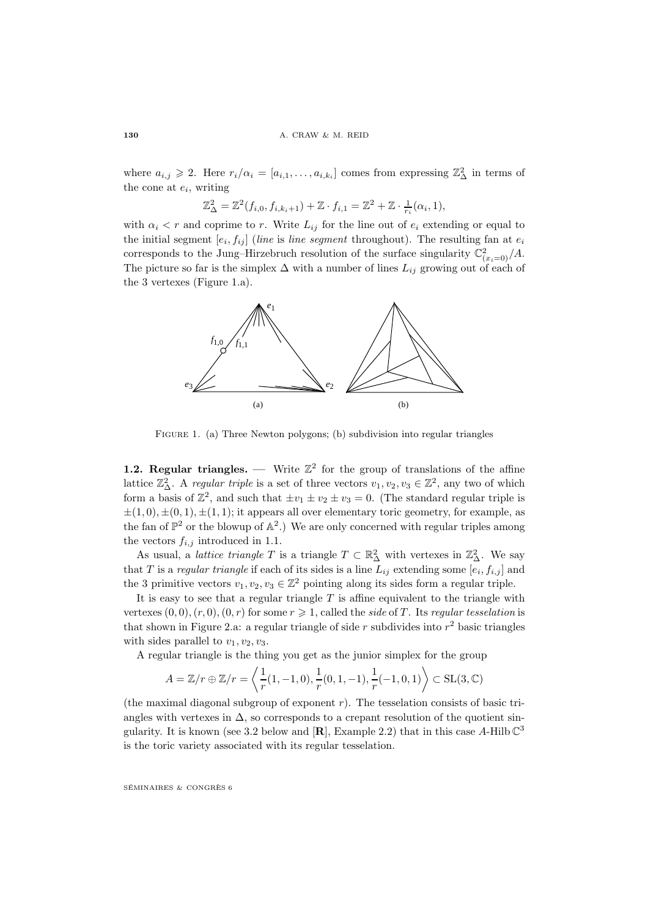where $a_{i,j} \geqslant 2$. Here $r_i/\alpha_i = [a_{i,1}, \ldots, a_{i,k_i}]$ comes from expressing $\mathbb{Z}^2_\Delta$ in terms of the cone at $e_i$, writing

$$\mathbb{Z}^2_\Delta = \mathbb{Z}^2(f_{i,0}, f_{i,k_i+1}) + \mathbb{Z} \cdot f_{i,1} = \mathbb{Z}^2 + \mathbb{Z} \cdot \tfrac{1}{r_i}(\alpha_i, 1),$$

with $\alpha_i < r$ and coprime to $r$. Write $L_{ij}$ for the line out of $e_i$ extending or equal to the initial segment $[e_i, f_{ij}]$ (*line* is *line segment* throughout). The resulting fan at $e_i$ corresponds to the Jung–Hirzebruch resolution of the surface singularity $\mathbb{C}^2_{(x_i=0)}/A$. The picture so far is the simplex $\Delta$ with a number of lines $L_{ij}$ growing out of each of the 3 vertexes (Figure 1.a).

FIGURE 1. (a) Three Newton polygons; (b) subdivision into regular triangles

**1.2. Regular triangles.** — Write $\mathbb{Z}^2$ for the group of translations of the affine lattice $\mathbb{Z}^2_\Delta$. A *regular triple* is a set of three vectors $v_1, v_2, v_3 \in \mathbb{Z}^2$, any two of which form a basis of $\mathbb{Z}^2$, and such that $\pm v_1 \pm v_2 \pm v_3 = 0$. (The standard regular triple is $\pm(1,0), \pm(0,1), \pm(1,1)$; it appears all over elementary toric geometry, for example, as the fan of $\mathbb{P}^2$ or the blowup of $\mathbb{A}^2$.) We are only concerned with regular triples among the vectors $f_{i,j}$ introduced in 1.1.

As usual, a *lattice triangle* $T$ is a triangle $T \subset \mathbb{R}^2_\Delta$ with vertexes in $\mathbb{Z}^2_\Delta$. We say that $T$ is a *regular triangle* if each of its sides is a line $L_{ij}$ extending some $[e_i, f_{i,j}]$ and the 3 primitive vectors $v_1, v_2, v_3 \in \mathbb{Z}^2$ pointing along its sides form a regular triple.

It is easy to see that a regular triangle $T$ is affine equivalent to the triangle with vertexes $(0,0), (r,0), (0,r)$ for some $r \geqslant 1$, called the *side* of $T$. Its *regular tesselation* is that shown in Figure 2.a: a regular triangle of side $r$ subdivides into $r^2$ basic triangles with sides parallel to $v_1, v_2, v_3$.

A regular triangle is the thing you get as the junior simplex for the group

$$A = \mathbb{Z}/r \oplus \mathbb{Z}/r = \left\langle \frac{1}{r}(1,-1,0), \frac{1}{r}(0,1,-1), \frac{1}{r}(-1,0,1) \right\rangle \subset \mathrm{SL}(3,\mathbb{C})$$

(the maximal diagonal subgroup of exponent $r$). The tesselation consists of basic triangles with vertexes in $\Delta$, so corresponds to a crepant resolution of the quotient singularity. It is known (see 3.2 below and [**R**], Example 2.2) that in this case $A$-Hilb $\mathbb{C}^3$ is the toric variety associated with its regular tesselation.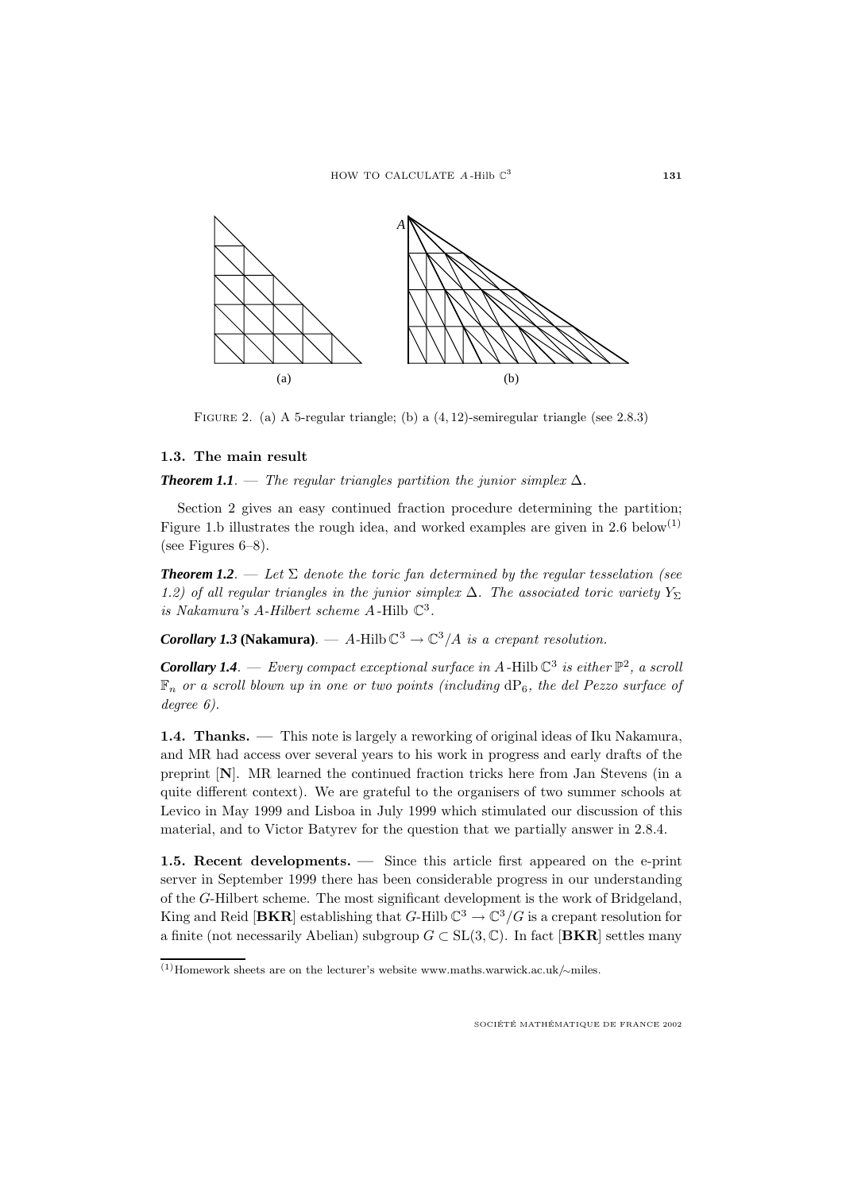FIGURE 2. (a) A 5-regular triangle; (b) a $(4, 12)$-semiregular triangle (see 2.8.3)

### 1.3. The main result

***Theorem 1.1***. — *The regular triangles partition the junior simplex* $\Delta$.

Section 2 gives an easy continued fraction procedure determining the partition; Figure 1.b illustrates the rough idea, and worked examples are given in 2.6 below[(1)] (see Figures 6–8).

***Theorem 1.2***. — *Let* $\Sigma$ *denote the toric fan determined by the regular tesselation (see 1.2) of all regular triangles in the junior simplex* $\Delta$. *The associated toric variety* $Y_\Sigma$ *is Nakamura's A-Hilbert scheme* $A\text{-Hilb}\,\mathbb{C}^3$.

***Corollary 1.3* (Nakamura)**. — $A\text{-Hilb}\,\mathbb{C}^3 \to \mathbb{C}^3/A$ *is a crepant resolution.*

***Corollary 1.4***. — *Every compact exceptional surface in* $A\text{-Hilb}\,\mathbb{C}^3$ *is either* $\mathbb{P}^2$, *a scroll* $\mathbb{F}_n$ *or a scroll blown up in one or two points (including* $\mathrm{dP}_6$, *the del Pezzo surface of degree 6).*

**1.4. Thanks.** — This note is largely a reworking of original ideas of Iku Nakamura, and MR had access over several years to his work in progress and early drafts of the preprint [**N**]. MR learned the continued fraction tricks here from Jan Stevens (in a quite different context). We are grateful to the organisers of two summer schools at Levico in May 1999 and Lisboa in July 1999 which stimulated our discussion of this material, and to Victor Batyrev for the question that we partially answer in 2.8.4.

**1.5. Recent developments.** — Since this article first appeared on the e-print server in September 1999 there has been considerable progress in our understanding of the $G$-Hilbert scheme. The most significant development is the work of Bridgeland, King and Reid [**BKR**] establishing that $G\text{-Hilb}\,\mathbb{C}^3 \to \mathbb{C}^3/G$ is a crepant resolution for a finite (not necessarily Abelian) subgroup $G \subset \mathrm{SL}(3, \mathbb{C})$. In fact [**BKR**] settles many

[(1)] Homework sheets are on the lecturer's website www.maths.warwick.ac.uk/~miles.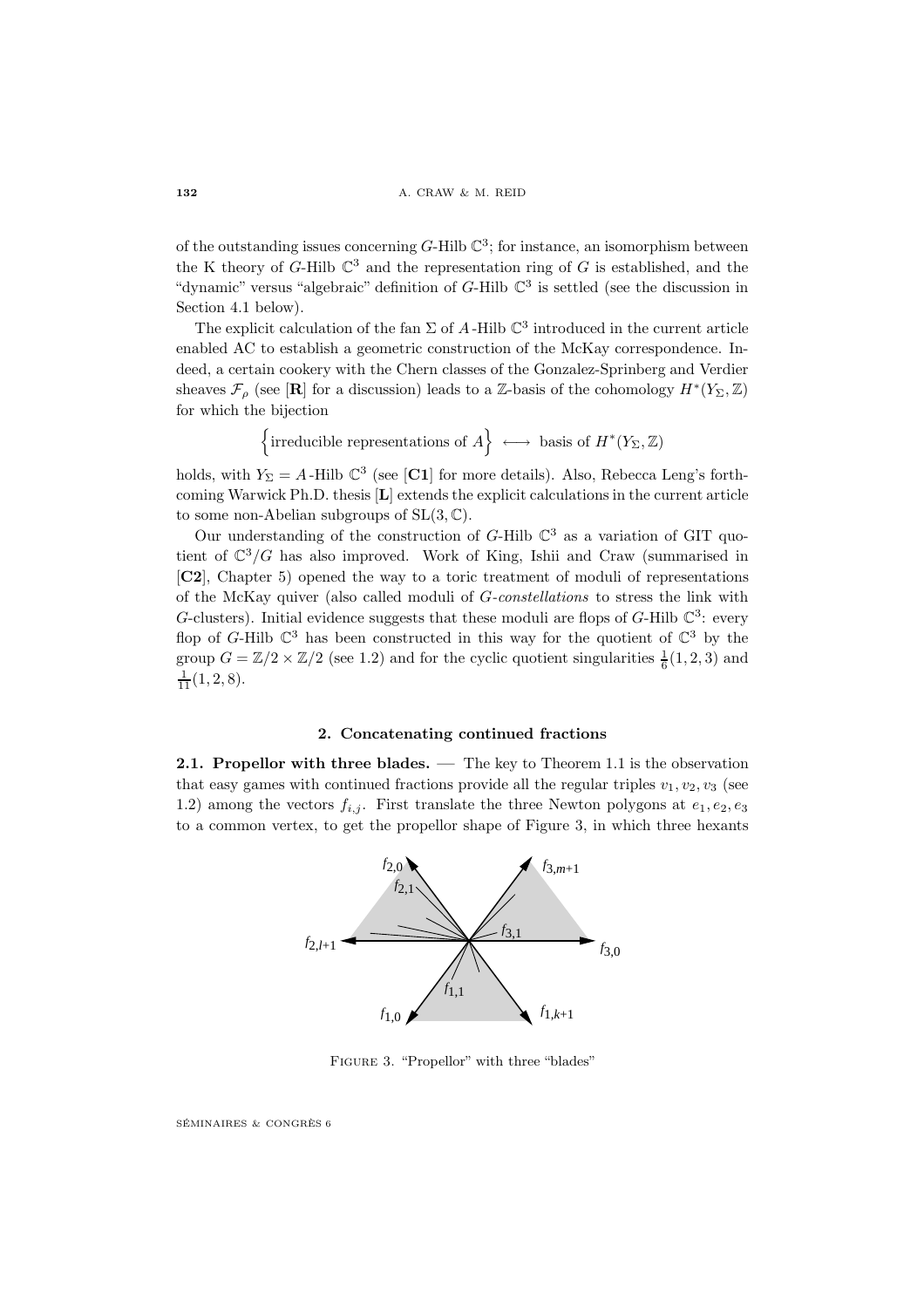of the outstanding issues concerning $G$-Hilb $\mathbb{C}^3$; for instance, an isomorphism between the K theory of $G$-Hilb $\mathbb{C}^3$ and the representation ring of $G$ is established, and the "dynamic" versus "algebraic" definition of $G$-Hilb $\mathbb{C}^3$ is settled (see the discussion in Section 4.1 below).

The explicit calculation of the fan $\Sigma$ of $A$-Hilb $\mathbb{C}^3$ introduced in the current article enabled AC to establish a geometric construction of the McKay correspondence. Indeed, a certain cookery with the Chern classes of the Gonzalez-Sprinberg and Verdier sheaves $\mathcal{F}_\rho$ (see [**R**] for a discussion) leads to a $\mathbb{Z}$-basis of the cohomology $H^*(Y_\Sigma, \mathbb{Z})$ for which the bijection

$$\Big\{\text{irreducible representations of } A\Big\} \longleftrightarrow \text{ basis of } H^*(Y_\Sigma, \mathbb{Z})$$

holds, with $Y_\Sigma = A$-Hilb $\mathbb{C}^3$ (see [**C1**] for more details). Also, Rebecca Leng's forthcoming Warwick Ph.D. thesis [**L**] extends the explicit calculations in the current article to some non-Abelian subgroups of $\mathrm{SL}(3, \mathbb{C})$.

Our understanding of the construction of $G$-Hilb $\mathbb{C}^3$ as a variation of GIT quotient of $\mathbb{C}^3/G$ has also improved. Work of King, Ishii and Craw (summarised in [**C2**], Chapter 5) opened the way to a toric treatment of moduli of representations of the McKay quiver (also called moduli of *G-constellations* to stress the link with $G$-clusters). Initial evidence suggests that these moduli are flops of $G$-Hilb $\mathbb{C}^3$: every flop of $G$-Hilb $\mathbb{C}^3$ has been constructed in this way for the quotient of $\mathbb{C}^3$ by the group $G = \mathbb{Z}/2 \times \mathbb{Z}/2$ (see 1.2) and for the cyclic quotient singularities $\frac{1}{6}(1, 2, 3)$ and $\frac{1}{11}(1, 2, 8)$.

## 2. Concatenating continued fractions

**2.1. Propellor with three blades.** — The key to Theorem 1.1 is the observation that easy games with continued fractions provide all the regular triples $v_1, v_2, v_3$ (see 1.2) among the vectors $f_{i,j}$. First translate the three Newton polygons at $e_1, e_2, e_3$ to a common vertex, to get the propellor shape of Figure 3, in which three hexants

FIGURE 3. "Propellor" with three "blades"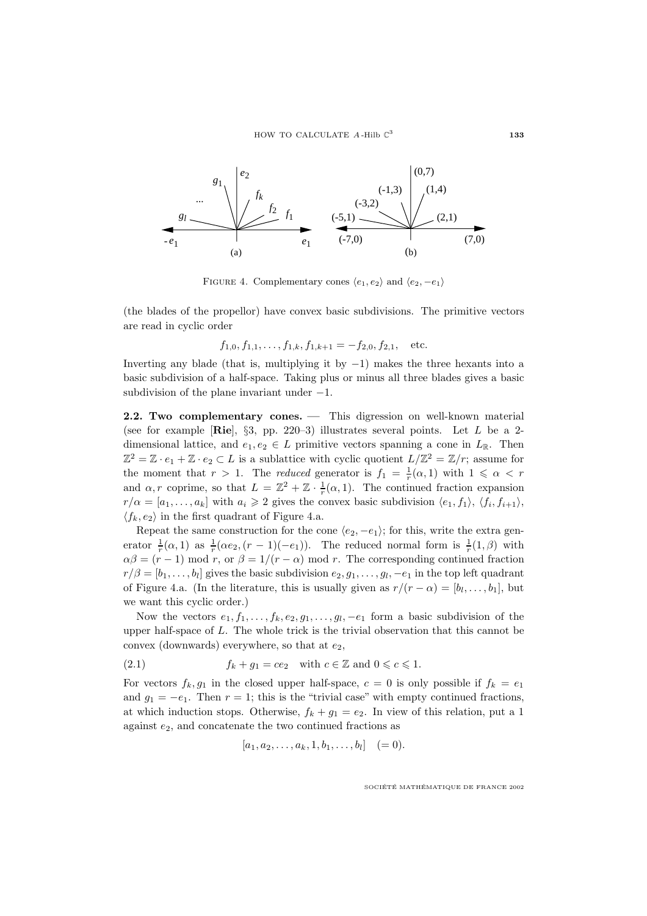FIGURE 4. Complementary cones $\langle e_1, e_2\rangle$ and $\langle e_2, -e_1\rangle$

(the blades of the propellor) have convex basic subdivisions. The primitive vectors are read in cyclic order

$$f_{1,0}, f_{1,1}, \ldots, f_{1,k}, f_{1,k+1} = -f_{2,0}, f_{2,1}, \quad \text{etc.}$$

Inverting any blade (that is, multiplying it by $-1$) makes the three hexants into a basic subdivision of a half-space. Taking plus or minus all three blades gives a basic subdivision of the plane invariant under $-1$.

**2.2. Two complementary cones.** — This digression on well-known material (see for example [**Rie**], §3, pp. 220–3) illustrates several points. Let $L$ be a 2-dimensional lattice, and $e_1, e_2 \in L$ primitive vectors spanning a cone in $L_{\mathbb{R}}$. Then $\mathbb{Z}^2 = \mathbb{Z}\cdot e_1 + \mathbb{Z}\cdot e_2 \subset L$ is a sublattice with cyclic quotient $L/\mathbb{Z}^2 = \mathbb{Z}/r$; assume for the moment that $r > 1$. The *reduced* generator is $f_1 = \frac{1}{r}(\alpha, 1)$ with $1 \leqslant \alpha < r$ and $\alpha, r$ coprime, so that $L = \mathbb{Z}^2 + \mathbb{Z}\cdot\frac{1}{r}(\alpha, 1)$. The continued fraction expansion $r/\alpha = [a_1, \ldots, a_k]$ with $a_i \geqslant 2$ gives the convex basic subdivision $\langle e_1, f_1\rangle$, $\langle f_i, f_{i+1}\rangle$, $\langle f_k, e_2\rangle$ in the first quadrant of Figure 4.a.

Repeat the same construction for the cone $\langle e_2, -e_1\rangle$; for this, write the extra generator $\frac{1}{r}(\alpha, 1)$ as $\frac{1}{r}(\alpha e_2, (r-1)(-e_1))$. The reduced normal form is $\frac{1}{r}(1, \beta)$ with $\alpha\beta = (r-1) \bmod r$, or $\beta = 1/(r-\alpha) \bmod r$. The corresponding continued fraction $r/\beta = [b_1, \ldots, b_l]$ gives the basic subdivision $e_2, g_1, \ldots, g_l, -e_1$ in the top left quadrant of Figure 4.a. (In the literature, this is usually given as $r/(r-\alpha) = [b_l, \ldots, b_1]$, but we want this cyclic order.)

Now the vectors $e_1, f_1, \ldots, f_k, e_2, g_1, \ldots, g_l, -e_1$ form a basic subdivision of the upper half-space of $L$. The whole trick is the trivial observation that this cannot be convex (downwards) everywhere, so that at $e_2$,

$$f_k + g_1 = ce_2 \quad \text{with } c \in \mathbb{Z} \text{ and } 0 \leqslant c \leqslant 1. \tag{2.1}$$

For vectors $f_k, g_1$ in the closed upper half-space, $c = 0$ is only possible if $f_k = e_1$ and $g_1 = -e_1$. Then $r = 1$; this is the "trivial case" with empty continued fractions, at which induction stops. Otherwise, $f_k + g_1 = e_2$. In view of this relation, put a 1 against $e_2$, and concatenate the two continued fractions as

$$[a_1, a_2, \ldots, a_k, 1, b_1, \ldots, b_l] \quad (= 0).$$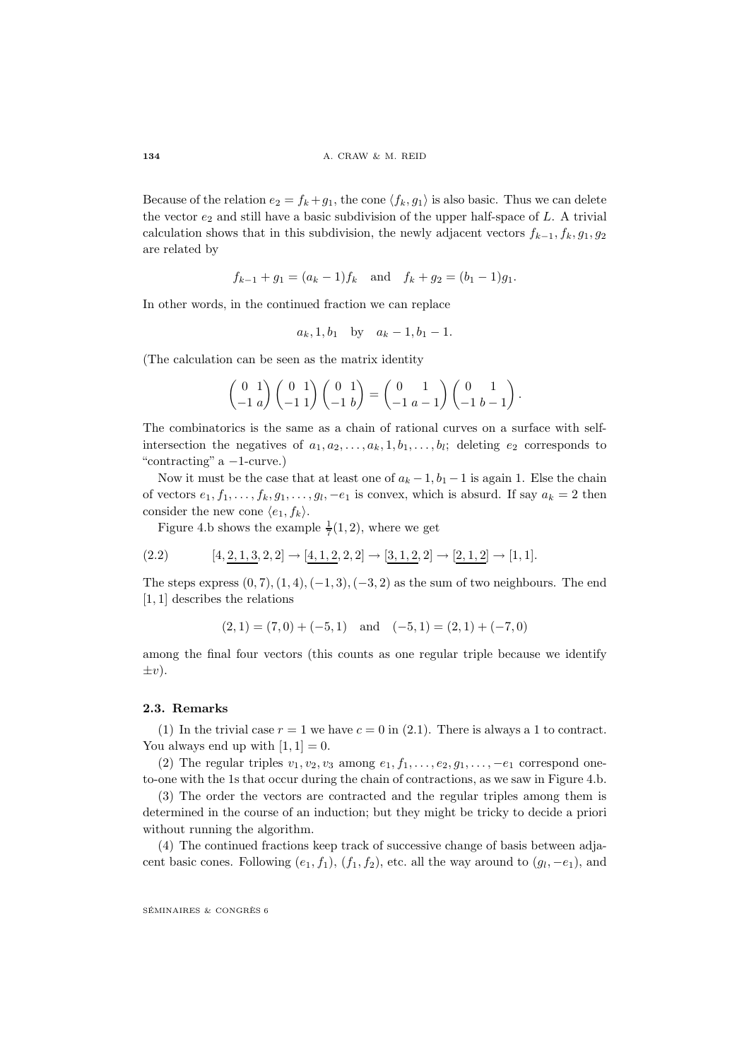Because of the relation $e_2 = f_k + g_1$, the cone $\langle f_k, g_1\rangle$ is also basic. Thus we can delete the vector $e_2$ and still have a basic subdivision of the upper half-space of $L$. A trivial calculation shows that in this subdivision, the newly adjacent vectors $f_{k-1}, f_k, g_1, g_2$ are related by

$$f_{k-1} + g_1 = (a_k - 1)f_k \quad \text{and} \quad f_k + g_2 = (b_1 - 1)g_1.$$

In other words, in the continued fraction we can replace

$$a_k, 1, b_1 \quad \text{by} \quad a_k - 1, b_1 - 1.$$

(The calculation can be seen as the matrix identity

$$\begin{pmatrix} 0 & 1 \\ -1 & a \end{pmatrix} \begin{pmatrix} 0 & 1 \\ -1 & 1 \end{pmatrix} \begin{pmatrix} 0 & 1 \\ -1 & b \end{pmatrix} = \begin{pmatrix} 0 & 1 \\ -1 & a-1 \end{pmatrix} \begin{pmatrix} 0 & 1 \\ -1 & b-1 \end{pmatrix}.$$

The combinatorics is the same as a chain of rational curves on a surface with self-intersection the negatives of $a_1, a_2, \dots, a_k, 1, b_1, \dots, b_l$; deleting $e_2$ corresponds to "contracting" a $-1$-curve.)

Now it must be the case that at least one of $a_k - 1, b_1 - 1$ is again 1. Else the chain of vectors $e_1, f_1, \dots, f_k, g_1, \dots, g_l, -e_1$ is convex, which is absurd. If say $a_k = 2$ then consider the new cone $\langle e_1, f_k\rangle$.

Figure 4.b shows the example $\frac{1}{7}(1, 2)$, where we get

$$[4, \underline{2, 1, 3}, 2, 2] \to [\underline{4, 1, 2}, 2, 2] \to [\underline{3, 1, 2}, 2] \to [\underline{2, 1, 2}] \to [1, 1]. \tag{2.2}$$

The steps express $(0, 7), (1, 4), (-1, 3), (-3, 2)$ as the sum of two neighbours. The end $[1, 1]$ describes the relations

$$(2, 1) = (7, 0) + (-5, 1) \quad \text{and} \quad (-5, 1) = (2, 1) + (-7, 0)$$

among the final four vectors (this counts as one regular triple because we identify $\pm v$).

### 2.3. Remarks

(1) In the trivial case $r = 1$ we have $c = 0$ in (2.1). There is always a 1 to contract. You always end up with $[1, 1] = 0$.

(2) The regular triples $v_1, v_2, v_3$ among $e_1, f_1, \dots, e_2, g_1, \dots, -e_1$ correspond one-to-one with the 1s that occur during the chain of contractions, as we saw in Figure 4.b.

(3) The order the vectors are contracted and the regular triples among them is determined in the course of an induction; but they might be tricky to decide a priori without running the algorithm.

(4) The continued fractions keep track of successive change of basis between adjacent basic cones. Following $(e_1, f_1)$, $(f_1, f_2)$, etc. all the way around to $(g_l, -e_1)$, and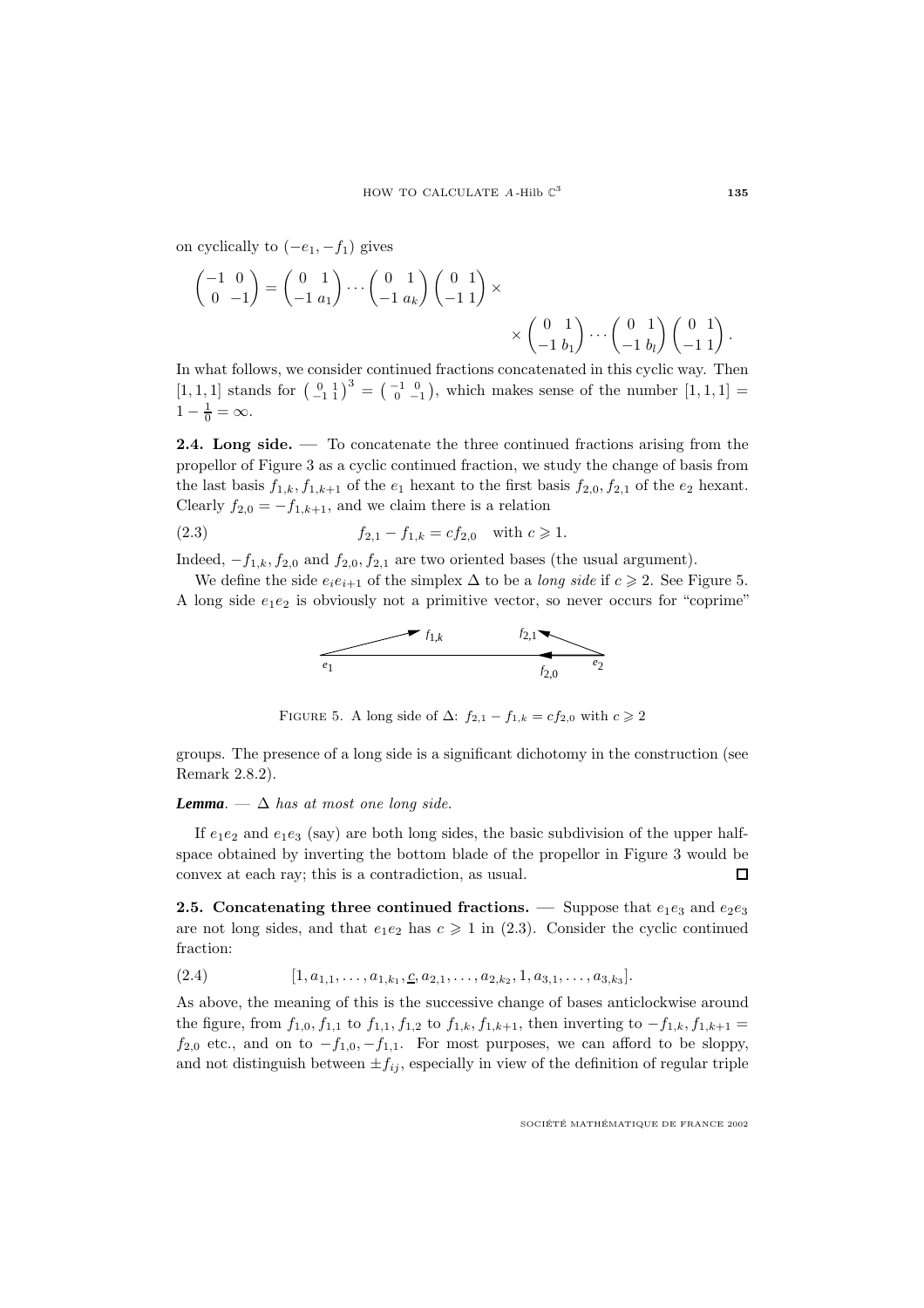on cyclically to $(-e_1, -f_1)$ gives

$$\begin{pmatrix} -1 & 0 \\ 0 & -1 \end{pmatrix} = \begin{pmatrix} 0 & 1 \\ -1 & a_1 \end{pmatrix} \cdots \begin{pmatrix} 0 & 1 \\ -1 & a_k \end{pmatrix} \begin{pmatrix} 0 & 1 \\ -1 & 1 \end{pmatrix} \times$$

$$\times \begin{pmatrix} 0 & 1 \\ -1 & b_1 \end{pmatrix} \cdots \begin{pmatrix} 0 & 1 \\ -1 & b_l \end{pmatrix} \begin{pmatrix} 0 & 1 \\ -1 & 1 \end{pmatrix}.$$

In what follows, we consider continued fractions concatenated in this cyclic way. Then $[1,1,1]$ stands for $\left(\begin{smallmatrix} 0 & 1 \\ -1 & 1 \end{smallmatrix}\right)^3 = \left(\begin{smallmatrix} -1 & 0 \\ 0 & -1 \end{smallmatrix}\right)$, which makes sense of the number $[1,1,1] = 1 - \frac{1}{0} = \infty$.

**2.4. Long side.** — To concatenate the three continued fractions arising from the propellor of Figure 3 as a cyclic continued fraction, we study the change of basis from the last basis $f_{1,k}, f_{1,k+1}$ of the $e_1$ hexant to the first basis $f_{2,0}, f_{2,1}$ of the $e_2$ hexant. Clearly $f_{2,0} = -f_{1,k+1}$, and we claim there is a relation

$$f_{2,1} - f_{1,k} = cf_{2,0} \quad \text{with } c \geqslant 1. \tag{2.3}$$

Indeed, $-f_{1,k}, f_{2,0}$ and $f_{2,0}, f_{2,1}$ are two oriented bases (the usual argument).

We define the side $e_ie_{i+1}$ of the simplex $\Delta$ to be a *long side* if $c \geqslant 2$. See Figure 5. A long side $e_1e_2$ is obviously not a primitive vector, so never occurs for "coprime" groups. The presence of a long side is a significant dichotomy in the construction (see Remark 2.8.2).

FIGURE 5. A long side of $\Delta$: $f_{2,1} - f_{1,k} = cf_{2,0}$ with $c \geqslant 2$

***Lemma***. — *$\Delta$ has at most one long side.*

If $e_1e_2$ and $e_1e_3$ (say) are both long sides, the basic subdivision of the upper half-space obtained by inverting the bottom blade of the propellor in Figure 3 would be convex at each ray; this is a contradiction, as usual. ∎

**2.5. Concatenating three continued fractions.** — Suppose that $e_1e_3$ and $e_2e_3$ are not long sides, and that $e_1e_2$ has $c \geqslant 1$ in (2.3). Consider the cyclic continued fraction:

$$[1, a_{1,1}, \ldots, a_{1,k_1}, \underline{c}, a_{2,1}, \ldots, a_{2,k_2}, 1, a_{3,1}, \ldots, a_{3,k_3}]. \tag{2.4}$$

As above, the meaning of this is the successive change of bases anticlockwise around the figure, from $f_{1,0}, f_{1,1}$ to $f_{1,1}, f_{1,2}$ to $f_{1,k}, f_{1,k+1}$, then inverting to $-f_{1,k}, f_{1,k+1} = f_{2,0}$ etc., and on to $-f_{1,0}, -f_{1,1}$. For most purposes, we can afford to be sloppy, and not distinguish between $\pm f_{ij}$, especially in view of the definition of regular triple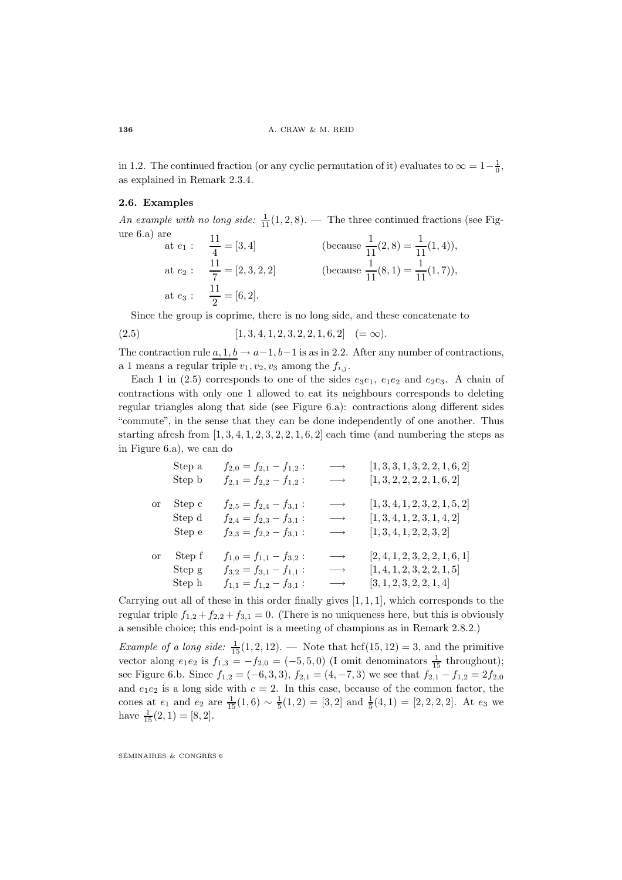in 1.2. The continued fraction (or any cyclic permutation of it) evaluates to $\infty = 1-\frac{1}{0}$, as explained in Remark 2.3.4.

### 2.6. Examples

*An example with no long side:* $\frac{1}{11}(1,2,8)$. — The three continued fractions (see Figure 6.a) are

$$\begin{aligned}
&\text{at } e_1: \quad \frac{11}{4} = [3,4] && \left(\text{because } \frac{1}{11}(2,8) = \frac{1}{11}(1,4)\right),\\
&\text{at } e_2: \quad \frac{11}{7} = [2,3,2,2] && \left(\text{because } \frac{1}{11}(8,1) = \frac{1}{11}(1,7)\right),\\
&\text{at } e_3: \quad \frac{11}{2} = [6,2].
\end{aligned}$$

Since the group is coprime, there is no long side, and these concatenate to

$$[1,3,4,1,2,3,2,2,1,6,2] \quad (=\infty). \tag{2.5}$$

The contraction rule $\underline{a,1,b} \to a-1, b-1$ is as in 2.2. After any number of contractions, a 1 means a regular triple $v_1, v_2, v_3$ among the $f_{i,j}$.

Each 1 in (2.5) corresponds to one of the sides $e_3e_1$, $e_1e_2$ and $e_2e_3$. A chain of contractions with only one 1 allowed to eat its neighbours corresponds to deleting regular triangles along that side (see Figure 6.a): contractions along different sides "commute", in the sense that they can be done independently of one another. Thus starting afresh from $[1,3,4,1,2,3,2,2,1,6,2]$ each time (and numbering the steps as in Figure 6.a), we can do

$$\begin{array}{llllc l}
 & \text{Step a} & f_{2,0} = f_{2,1} - f_{1,2}: & \longrightarrow & [1,3,3,1,3,2,2,1,6,2]\\
 & \text{Step b} & f_{2,1} = f_{2,2} - f_{1,2}: & \longrightarrow & [1,3,2,2,2,2,1,6,2]\\[6pt]
\text{or} & \text{Step c} & f_{2,5} = f_{2,4} - f_{3,1}: & \longrightarrow & [1,3,4,1,2,3,2,1,5,2]\\
 & \text{Step d} & f_{2,4} = f_{2,3} - f_{3,1}: & \longrightarrow & [1,3,4,1,2,3,1,4,2]\\
 & \text{Step e} & f_{2,3} = f_{2,2} - f_{3,1}: & \longrightarrow & [1,3,4,1,2,2,3,2]\\[6pt]
\text{or} & \text{Step f} & f_{1,0} = f_{1,1} - f_{3,2}: & \longrightarrow & [2,4,1,2,3,2,2,1,6,1]\\
 & \text{Step g} & f_{3,2} = f_{3,1} - f_{1,1}: & \longrightarrow & [1,4,1,2,3,2,2,1,5]\\
 & \text{Step h} & f_{1,1} = f_{1,2} - f_{3,1}: & \longrightarrow & [3,1,2,3,2,2,1,4]
\end{array}$$

Carrying out all of these in this order finally gives $[1,1,1]$, which corresponds to the regular triple $f_{1,2}+f_{2,2}+f_{3,1}=0$. (There is no uniqueness here, but this is obviously a sensible choice; this end-point is a meeting of champions as in Remark 2.8.2.)

*Example of a long side:* $\frac{1}{15}(1,2,12)$. — Note that $\operatorname{hcf}(15,12)=3$, and the primitive vector along $e_1e_2$ is $f_{1,3} = -f_{2,0} = (-5,5,0)$ (I omit denominators $\frac{1}{15}$ throughout); see Figure 6.b. Since $f_{1,2} = (-6,3,3)$, $f_{2,1} = (4,-7,3)$ we see that $f_{2,1} - f_{1,2} = 2f_{2,0}$ and $e_1e_2$ is a long side with $c=2$. In this case, because of the common factor, the cones at $e_1$ and $e_2$ are $\frac{1}{15}(1,6) \sim \frac{1}{5}(1,2) = [3,2]$ and $\frac{1}{5}(4,1) = [2,2,2,2]$. At $e_3$ we have $\frac{1}{15}(2,1) = [8,2]$.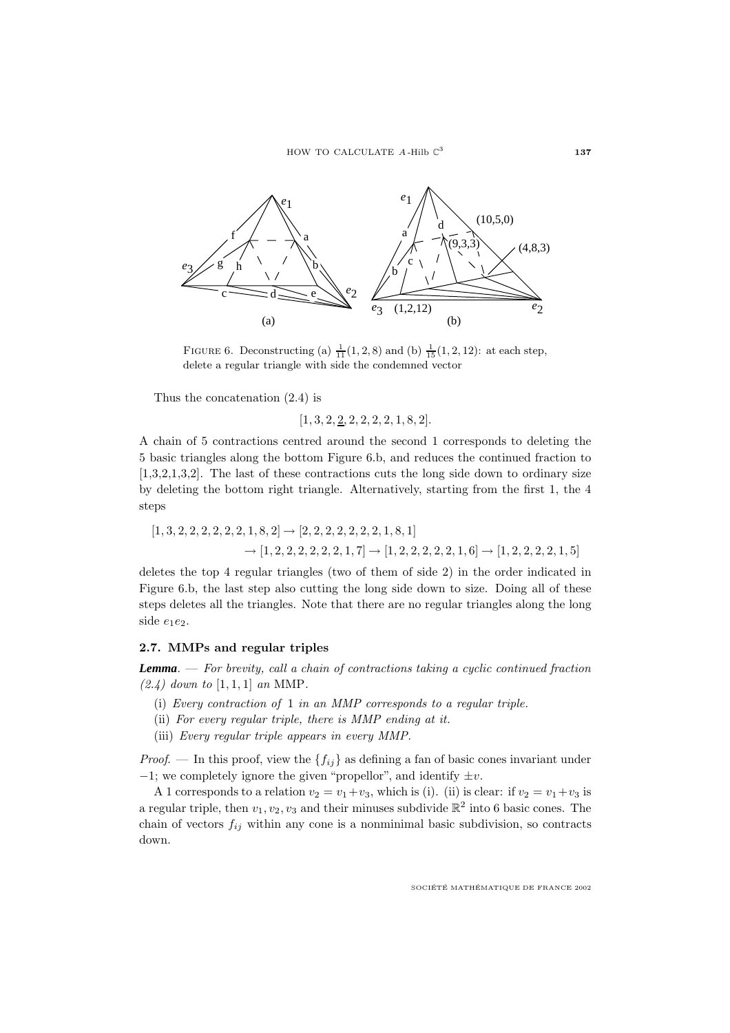FIGURE 6. Deconstructing (a) $\frac{1}{11}(1,2,8)$ and (b) $\frac{1}{15}(1,2,12)$: at each step, delete a regular triangle with side the condemned vector

Thus the concatenation (2.4) is

$$[1,3,2,\underline{2},2,2,2,2,1,8,2].$$

A chain of 5 contractions centred around the second 1 corresponds to deleting the 5 basic triangles along the bottom Figure 6.b, and reduces the continued fraction to [1,3,2,1,3,2]. The last of these contractions cuts the long side down to ordinary size by deleting the bottom right triangle. Alternatively, starting from the first 1, the 4 steps

$$[1,3,2,2,2,2,2,2,1,8,2] \to [2,2,2,2,2,2,2,1,8,1]$$
$$\to [1,2,2,2,2,2,2,1,7] \to [1,2,2,2,2,2,1,6] \to [1,2,2,2,2,1,5]$$

deletes the top 4 regular triangles (two of them of side 2) in the order indicated in Figure 6.b, the last step also cutting the long side down to size. Doing all of these steps deletes all the triangles. Note that there are no regular triangles along the long side $e_1e_2$.

### 2.7. MMPs and regular triples

***Lemma***. — *For brevity, call a chain of contractions taking a cyclic continued fraction (2.4) down to* $[1,1,1]$ *an* MMP.

(i) *Every contraction of* 1 *in an MMP corresponds to a regular triple.*

(ii) *For every regular triple, there is MMP ending at it.*

(iii) *Every regular triple appears in every MMP.*

*Proof*. — In this proof, view the $\{f_{ij}\}$ as defining a fan of basic cones invariant under $-1$; we completely ignore the given "propellor", and identify $\pm v$.

A 1 corresponds to a relation $v_2 = v_1 + v_3$, which is (i). (ii) is clear: if $v_2 = v_1 + v_3$ is a regular triple, then $v_1, v_2, v_3$ and their minuses subdivide $\mathbb{R}^2$ into 6 basic cones. The chain of vectors $f_{ij}$ within any cone is a nonminimal basic subdivision, so contracts down.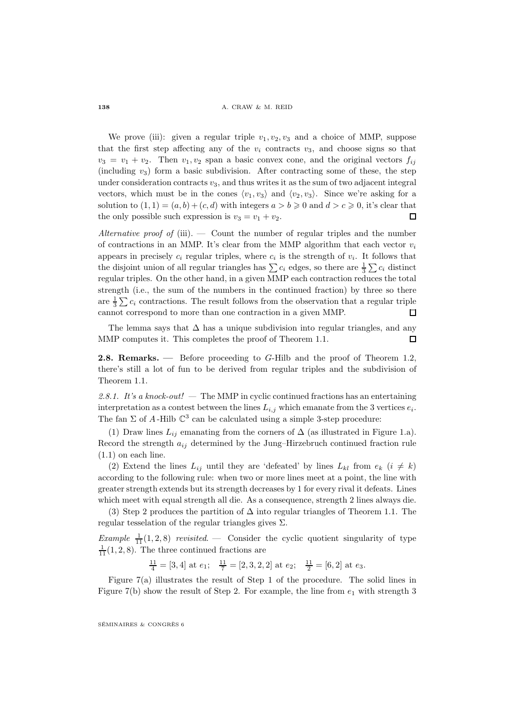We prove (iii): given a regular triple $v_1, v_2, v_3$ and a choice of MMP, suppose that the first step affecting any of the $v_i$ contracts $v_3$, and choose signs so that $v_3 = v_1 + v_2$. Then $v_1, v_2$ span a basic convex cone, and the original vectors $f_{ij}$ (including $v_3$) form a basic subdivision. After contracting some of these, the step under consideration contracts $v_3$, and thus writes it as the sum of two adjacent integral vectors, which must be in the cones $\langle v_1, v_3 \rangle$ and $\langle v_2, v_3 \rangle$. Since we're asking for a solution to $(1,1) = (a,b) + (c,d)$ with integers $a > b \geqslant 0$ and $d > c \geqslant 0$, it's clear that the only possible such expression is $v_3 = v_1 + v_2$. $\square$

*Alternative proof of* (iii). — Count the number of regular triples and the number of contractions in an MMP. It's clear from the MMP algorithm that each vector $v_i$ appears in precisely $c_i$ regular triples, where $c_i$ is the strength of $v_i$. It follows that the disjoint union of all regular triangles has $\sum c_i$ edges, so there are $\frac{1}{3}\sum c_i$ distinct regular triples. On the other hand, in a given MMP each contraction reduces the total strength (i.e., the sum of the numbers in the continued fraction) by three so there are $\frac{1}{3}\sum c_i$ contractions. The result follows from the observation that a regular triple cannot correspond to more than one contraction in a given MMP. $\square$

The lemma says that $\Delta$ has a unique subdivision into regular triangles, and any MMP computes it. This completes the proof of Theorem 1.1. $\square$

**2.8. Remarks.** — Before proceeding to $G$-Hilb and the proof of Theorem 1.2, there's still a lot of fun to be derived from regular triples and the subdivision of Theorem 1.1.

*2.8.1. It's a knock-out!* — The MMP in cyclic continued fractions has an entertaining interpretation as a contest between the lines $L_{i,j}$ which emanate from the 3 vertices $e_i$. The fan $\Sigma$ of $A$-Hilb $\mathbb{C}^3$ can be calculated using a simple 3-step procedure:

(1) Draw lines $L_{ij}$ emanating from the corners of $\Delta$ (as illustrated in Figure 1.a). Record the strength $a_{ij}$ determined by the Jung–Hirzebruch continued fraction rule (1.1) on each line.

(2) Extend the lines $L_{ij}$ until they are 'defeated' by lines $L_{kl}$ from $e_k$ ($i \neq k$) according to the following rule: when two or more lines meet at a point, the line with greater strength extends but its strength decreases by 1 for every rival it defeats. Lines which meet with equal strength all die. As a consequence, strength 2 lines always die.

(3) Step 2 produces the partition of $\Delta$ into regular triangles of Theorem 1.1. The regular tesselation of the regular triangles gives $\Sigma$.

*Example* $\frac{1}{11}(1,2,8)$ *revisited*. — Consider the cyclic quotient singularity of type $\frac{1}{11}(1,2,8)$. The three continued fractions are

$$\tfrac{11}{4} = [3,4] \text{ at } e_1; \quad \tfrac{11}{7} = [2,3,2,2] \text{ at } e_2; \quad \tfrac{11}{2} = [6,2] \text{ at } e_3.$$

Figure 7(a) illustrates the result of Step 1 of the procedure. The solid lines in Figure 7(b) show the result of Step 2. For example, the line from $e_1$ with strength 3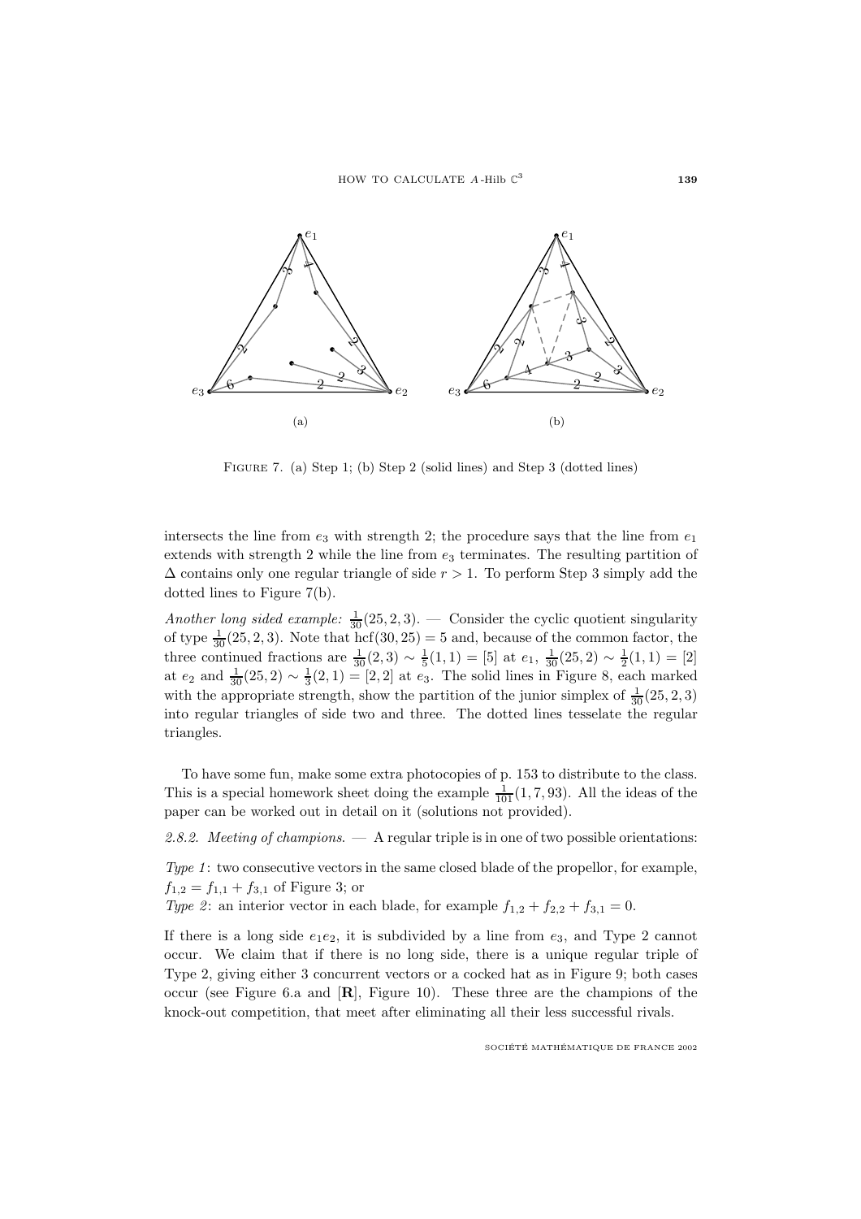FIGURE 7. (a) Step 1; (b) Step 2 (solid lines) and Step 3 (dotted lines)

intersects the line from $e_3$ with strength 2; the procedure says that the line from $e_1$ extends with strength 2 while the line from $e_3$ terminates. The resulting partition of $\Delta$ contains only one regular triangle of side $r > 1$. To perform Step 3 simply add the dotted lines to Figure 7(b).

*Another long sided example:* $\frac{1}{30}(25, 2, 3)$. — Consider the cyclic quotient singularity of type $\frac{1}{30}(25, 2, 3)$. Note that $\mathrm{hcf}(30, 25) = 5$ and, because of the common factor, the three continued fractions are $\frac{1}{30}(2, 3) \sim \frac{1}{5}(1, 1) = [5]$ at $e_1$, $\frac{1}{30}(25, 2) \sim \frac{1}{2}(1, 1) = [2]$ at $e_2$ and $\frac{1}{30}(25, 2) \sim \frac{1}{3}(2, 1) = [2, 2]$ at $e_3$. The solid lines in Figure 8, each marked with the appropriate strength, show the partition of the junior simplex of $\frac{1}{30}(25, 2, 3)$ into regular triangles of side two and three. The dotted lines tesselate the regular triangles.

To have some fun, make some extra photocopies of p. 153 to distribute to the class. This is a special homework sheet doing the example $\frac{1}{101}(1, 7, 93)$. All the ideas of the paper can be worked out in detail on it (solutions not provided).

*2.8.2. Meeting of champions.* — A regular triple is in one of two possible orientations:

*Type 1*: two consecutive vectors in the same closed blade of the propellor, for example, $f_{1,2} = f_{1,1} + f_{3,1}$ of Figure 3; or
*Type 2*: an interior vector in each blade, for example $f_{1,2} + f_{2,2} + f_{3,1} = 0$.

If there is a long side $e_1e_2$, it is subdivided by a line from $e_3$, and Type 2 cannot occur. We claim that if there is no long side, there is a unique regular triple of Type 2, giving either 3 concurrent vectors or a cocked hat as in Figure 9; both cases occur (see Figure 6.a and [**R**], Figure 10). These three are the champions of the knock-out competition, that meet after eliminating all their less successful rivals.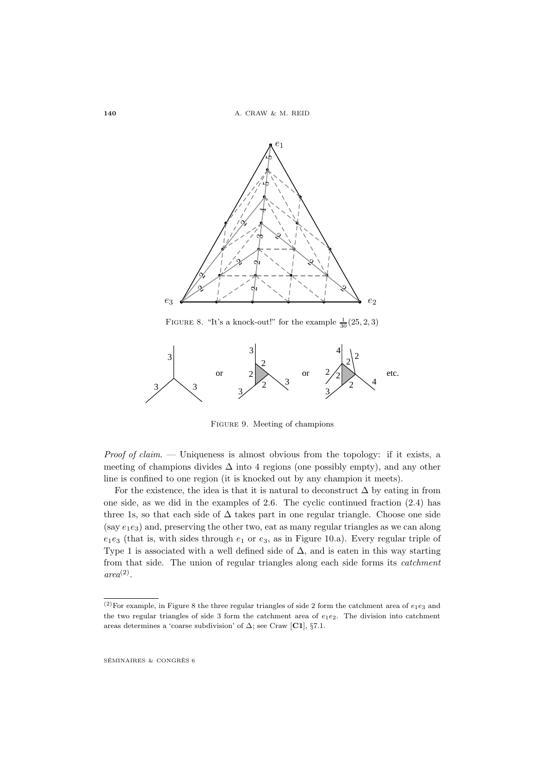FIGURE 8. "It's a knock-out!" for the example $\frac{1}{30}(25,2,3)$

FIGURE 9. Meeting of champions

*Proof of claim.* — Uniqueness is almost obvious from the topology: if it exists, a meeting of champions divides $\Delta$ into 4 regions (one possibly empty), and any other line is confined to one region (it is knocked out by any champion it meets).

For the existence, the idea is that it is natural to deconstruct $\Delta$ by eating in from one side, as we did in the examples of 2.6. The cyclic continued fraction (2.4) has three 1s, so that each side of $\Delta$ takes part in one regular triangle. Choose one side (say $e_1e_3$) and, preserving the other two, eat as many regular triangles as we can along $e_1e_3$ (that is, with sides through $e_1$ or $e_3$, as in Figure 10.a). Every regular triple of Type 1 is associated with a well defined side of $\Delta$, and is eaten in this way starting from that side. The union of regular triangles along each side forms its *catchment area*[(2)].

---

[(2)] For example, in Figure 8 the three regular triangles of side 2 form the catchment area of $e_1e_3$ and the two regular triangles of side 3 form the catchment area of $e_1e_2$. The division into catchment areas determines a 'coarse subdivision' of $\Delta$; see Craw [**C1**], §7.1.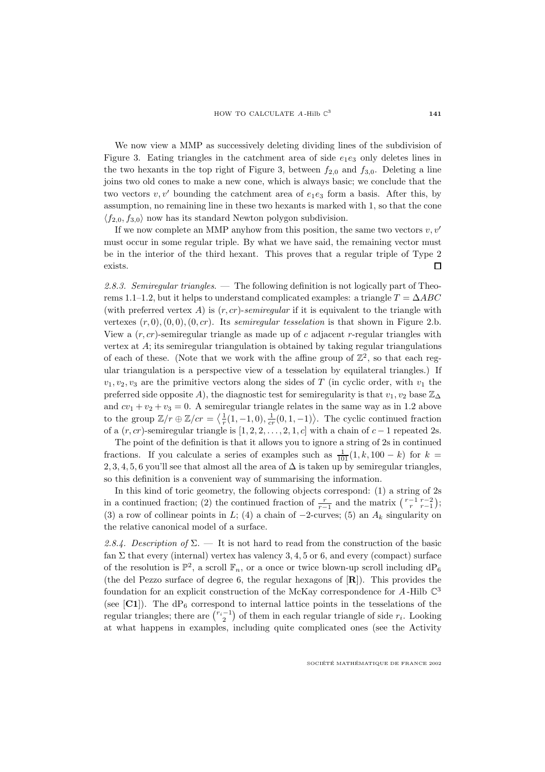We now view a MMP as successively deleting dividing lines of the subdivision of Figure 3. Eating triangles in the catchment area of side $e_1e_3$ only deletes lines in the two hexants in the top right of Figure 3, between $f_{2,0}$ and $f_{3,0}$. Deleting a line joins two old cones to make a new cone, which is always basic; we conclude that the two vectors $v, v'$ bounding the catchment area of $e_1e_3$ form a basis. After this, by assumption, no remaining line in these two hexants is marked with 1, so that the cone $\langle f_{2,0}, f_{3,0}\rangle$ now has its standard Newton polygon subdivision.

If we now complete an MMP anyhow from this position, the same two vectors $v, v'$ must occur in some regular triple. By what we have said, the remaining vector must be in the interior of the third hexant. This proves that a regular triple of Type 2 exists. $\square$

*2.8.3. Semiregular triangles.* — The following definition is not logically part of Theorems 1.1–1.2, but it helps to understand complicated examples: a triangle $T = \Delta ABC$ (with preferred vertex $A$) is $(r, cr)$-*semiregular* if it is equivalent to the triangle with vertexes $(r, 0), (0, 0), (0, cr)$. Its *semiregular tesselation* is that shown in Figure 2.b. View a $(r, cr)$-semiregular triangle as made up of $c$ adjacent $r$-regular triangles with vertex at $A$; its semiregular triangulation is obtained by taking regular triangulations of each of these. (Note that we work with the affine group of $\mathbb{Z}^2$, so that each regular triangulation is a perspective view of a tesselation by equilateral triangles.) If $v_1, v_2, v_3$ are the primitive vectors along the sides of $T$ (in cyclic order, with $v_1$ the preferred side opposite $A$), the diagnostic test for semiregularity is that $v_1, v_2$ base $\mathbb{Z}_\Delta$ and $cv_1 + v_2 + v_3 = 0$. A semiregular triangle relates in the same way as in 1.2 above to the group $\mathbb{Z}/r \oplus \mathbb{Z}/cr = \left\langle \frac{1}{r}(1, -1, 0), \frac{1}{cr}(0, 1, -1)\right\rangle$. The cyclic continued fraction of a $(r, cr)$-semiregular triangle is $[1, 2, 2, \ldots, 2, 1, c]$ with a chain of $c - 1$ repeated 2s.

The point of the definition is that it allows you to ignore a string of 2s in continued fractions. If you calculate a series of examples such as $\frac{1}{101}(1, k, 100 - k)$ for $k = 2, 3, 4, 5, 6$ you'll see that almost all the area of $\Delta$ is taken up by semiregular triangles, so this definition is a convenient way of summarising the information.

In this kind of toric geometry, the following objects correspond: (1) a string of 2s in a continued fraction; (2) the continued fraction of $\frac{r}{r-1}$ and the matrix $\left(\begin{smallmatrix} r-1 & r-2 \\ r & r-1 \end{smallmatrix}\right)$; (3) a row of collinear points in $L$; (4) a chain of $-2$-curves; (5) an $A_k$ singularity on the relative canonical model of a surface.

*2.8.4. Description of $\Sigma$.* — It is not hard to read from the construction of the basic fan $\Sigma$ that every (internal) vertex has valency 3, 4, 5 or 6, and every (compact) surface of the resolution is $\mathbb{P}^2$, a scroll $\mathbb{F}_n$, or a once or twice blown-up scroll including $\mathrm{dP}_6$ (the del Pezzo surface of degree 6, the regular hexagons of [**R**]). This provides the foundation for an explicit construction of the McKay correspondence for $A$-Hilb $\mathbb{C}^3$ (see [**C1**]). The $\mathrm{dP}_6$ correspond to internal lattice points in the tesselations of the regular triangles; there are $\binom{r_i - 1}{2}$ of them in each regular triangle of side $r_i$. Looking at what happens in examples, including quite complicated ones (see the Activity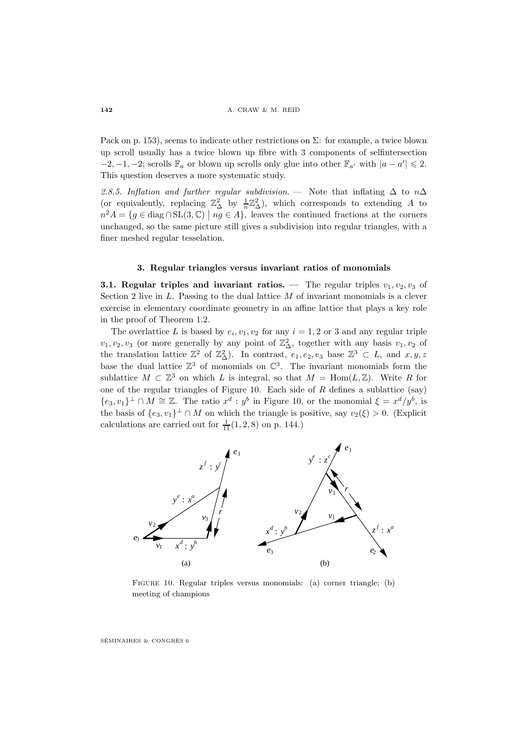Pack on p. 153), seems to indicate other restrictions on $\Sigma$: for example, a twice blown up scroll usually has a twice blown up fibre with 3 components of selfintersection $-2, -1, -2$; scrolls $\mathbb{F}_a$ or blown up scrolls only glue into other $\mathbb{F}_{a'}$ with $|a - a'| \leqslant 2$. This question deserves a more systematic study.

*2.8.5. Inflation and further regular subdivision.* — Note that inflating $\Delta$ to $n\Delta$ (or equivalently, replacing $\mathbb{Z}^2_\Delta$ by $\frac{1}{n}\mathbb{Z}^2_\Delta$), which corresponds to extending $A$ to $n^2 A = \{g \in \operatorname{diag} \cap \operatorname{SL}(3, \mathbb{C}) \mid ng \in A\}$, leaves the continued fractions at the corners unchanged, so the same picture still gives a subdivision into regular triangles, with a finer meshed regular tesselation.

## 3. Regular triangles versus invariant ratios of monomials

**3.1. Regular triples and invariant ratios.** — The regular triples $v_1, v_2, v_3$ of Section 2 live in $L$. Passing to the dual lattice $M$ of invariant monomials is a clever exercise in elementary coordinate geometry in an affine lattice that plays a key role in the proof of Theorem 1.2.

The overlattice $L$ is based by $e_i, v_1, v_2$ for any $i = 1, 2$ or 3 and any regular triple $v_1, v_2, v_3$ (or more generally by any point of $\mathbb{Z}^2_\Delta$, together with any basis $v_1, v_2$ of the translation lattice $\mathbb{Z}^2$ of $\mathbb{Z}^2_\Delta$). In contrast, $e_1, e_2, e_3$ base $\mathbb{Z}^3 \subset L$, and $x, y, z$ base the dual lattice $\mathbb{Z}^3$ of monomials on $\mathbb{C}^3$. The invariant monomials form the sublattice $M \subset \mathbb{Z}^3$ on which $L$ is integral, so that $M = \operatorname{Hom}(L, \mathbb{Z})$. Write $R$ for one of the regular triangles of Figure 10. Each side of $R$ defines a sublattice (say) $\{e_3, v_1\}^\perp \cap M \cong \mathbb{Z}$. The ratio $x^d : y^b$ in Figure 10, or the monomial $\xi = x^d/y^b$, is the basis of $\{e_3, v_1\}^\perp \cap M$ on which the triangle is positive, say $v_2(\xi) > 0$. (Explicit calculations are carried out for $\frac{1}{11}(1, 2, 8)$ on p. 144.)

FIGURE 10. Regular triples versus monomials: (a) corner triangle; (b) meeting of champions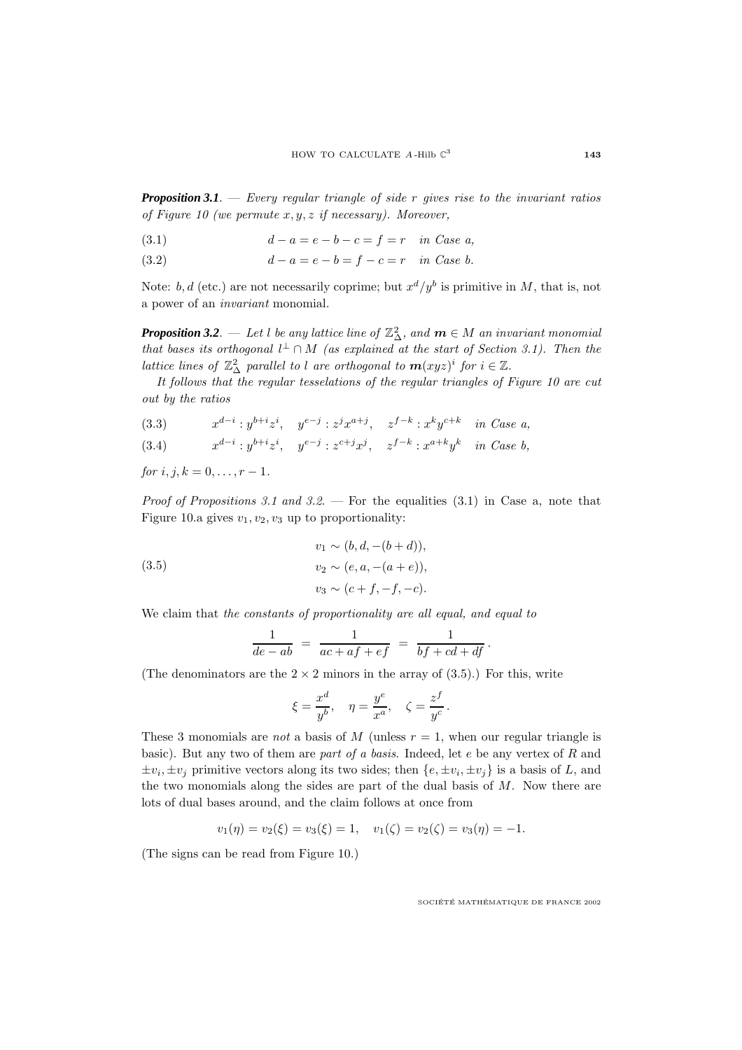**Proposition 3.1**. — *Every regular triangle of side $r$ give rise to the invariant ratios of Figure 10 (we permute $x, y, z$ if necessary). Moreover,*

$$d - a = e - b - c = f = r \quad \textit{in Case a,} \tag{3.1}$$

$$d - a = e - b = f - c = r \quad \textit{in Case b.} \tag{3.2}$$

Note: $b, d$ (etc.) are not necessarily coprime; but $x^d/y^b$ is primitive in $M$, that is, not a power of an *invariant* monomial.

**Proposition 3.2**. — *Let $l$ be any lattice line of $\mathbb{Z}^2_\Delta$, and $\boldsymbol{m} \in M$ an invariant monomial that bases its orthogonal $l^\perp \cap M$ (as explained at the start of Section 3.1). Then the lattice lines of $\mathbb{Z}^2_\Delta$ parallel to $l$ are orthogonal to $\boldsymbol{m}(xyz)^i$ for $i \in \mathbb{Z}$.*

*It follows that the regular tesselations of the regular triangles of Figure 10 are cut out by the ratios*

$$x^{d-i} : y^{b+i}z^i, \quad y^{e-j} : z^j x^{a+j}, \quad z^{f-k} : x^k y^{c+k} \quad \textit{in Case a,} \tag{3.3}$$

$$x^{d-i} : y^{b+i}z^i, \quad y^{e-j} : z^{c+j} x^j, \quad z^{f-k} : x^{a+k} y^k \quad \textit{in Case b,} \tag{3.4}$$

*for $i, j, k = 0, \ldots, r-1$.*

*Proof of Propositions 3.1 and 3.2.* — For the equalities (3.1) in Case a, note that Figure 10.a gives $v_1, v_2, v_3$ up to proportionality:

$$\begin{aligned} v_1 &\sim (b, d, -(b+d)), \\ v_2 &\sim (e, a, -(a+e)), \\ v_3 &\sim (c+f, -f, -c). \end{aligned} \tag{3.5}$$

We claim that *the constants of proportionality are all equal, and equal to*

$$\frac{1}{de - ab} \;=\; \frac{1}{ac + af + ef} \;=\; \frac{1}{bf + cd + df}\,.$$

(The denominators are the $2 \times 2$ minors in the array of (3.5).) For this, write

$$\xi = \frac{x^d}{y^b}, \quad \eta = \frac{y^e}{x^a}, \quad \zeta = \frac{z^f}{y^c}\,.$$

These 3 monomials are *not* a basis of $M$ (unless $r = 1$, when our regular triangle is basic). But any two of them are *part of a basis*. Indeed, let $e$ be any vertex of $R$ and $\pm v_i, \pm v_j$ primitive vectors along its two sides; then $\{e, \pm v_i, \pm v_j\}$ is a basis of $L$, and the two monomials along the sides are part of the dual basis of $M$. Now there are lots of dual bases around, and the claim follows at once from

$$v_1(\eta) = v_2(\xi) = v_3(\xi) = 1, \quad v_1(\zeta) = v_2(\zeta) = v_3(\eta) = -1.$$

(The signs can be read from Figure 10.)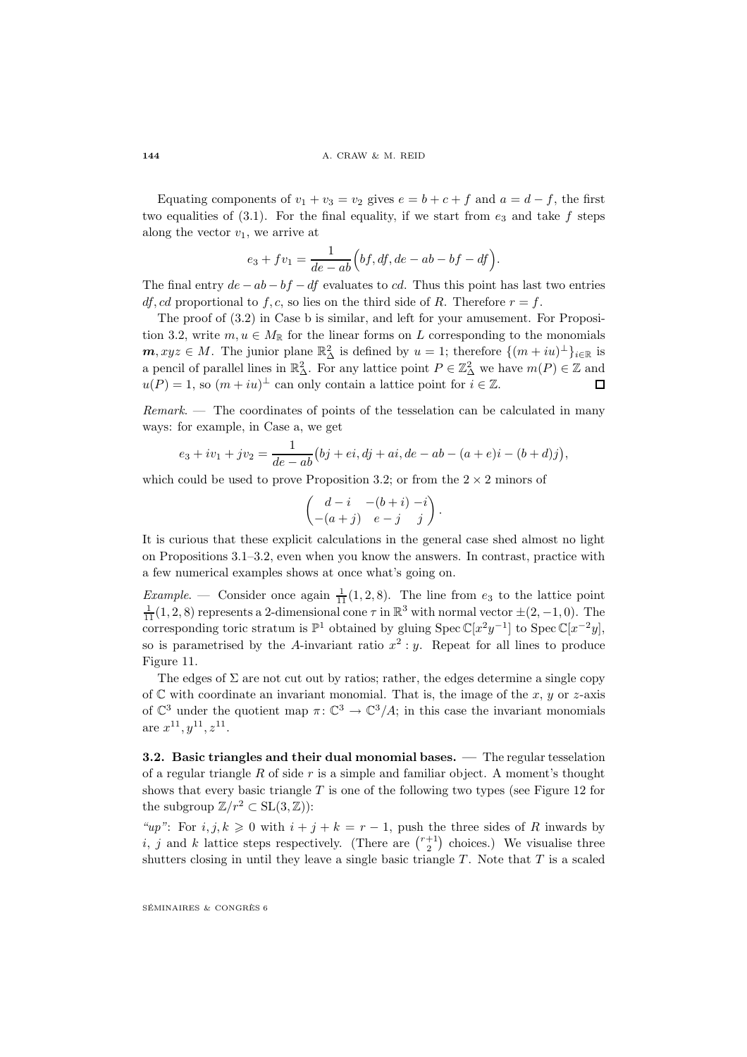Equating components of $v_1 + v_3 = v_2$ gives $e = b + c + f$ and $a = d - f$, the first two equalities of (3.1). For the final equality, if we start from $e_3$ and take $f$ steps along the vector $v_1$, we arrive at

$$e_3 + fv_1 = \frac{1}{de - ab}\Big(bf, df, de - ab - bf - df\Big).$$

The final entry $de - ab - bf - df$ evaluates to $cd$. Thus this point has last two entries $df, cd$ proportional to $f, c$, so lies on the third side of $R$. Therefore $r = f$.

The proof of (3.2) in Case b is similar, and left for your amusement. For Proposition 3.2, write $m, u \in M_{\mathbb{R}}$ for the linear forms on $L$ corresponding to the monomials $\boldsymbol{m}, xyz \in M$. The junior plane $\mathbb{R}^2_\Delta$ is defined by $u = 1$; therefore $\{(m + iu)^\perp\}_{i\in\mathbb{R}}$ is a pencil of parallel lines in $\mathbb{R}^2_\Delta$. For any lattice point $P \in \mathbb{Z}^2_\Delta$ we have $m(P) \in \mathbb{Z}$ and $u(P) = 1$, so $(m + iu)^\perp$ can only contain a lattice point for $i \in \mathbb{Z}$. $\square$

*Remark*. — The coordinates of points of the tesselation can be calculated in many ways: for example, in Case a, we get

$$e_3 + iv_1 + jv_2 = \frac{1}{de - ab}\big(bj + ei, dj + ai, de - ab - (a + e)i - (b + d)j\big),$$

which could be used to prove Proposition 3.2; or from the $2 \times 2$ minors of

$$\begin{pmatrix} d - i & -(b + i) & -i \\ -(a + j) & e - j & j \end{pmatrix}.$$

It is curious that these explicit calculations in the general case shed almost no light on Propositions 3.1–3.2, even when you know the answers. In contrast, practice with a few numerical examples shows at once what's going on.

*Example*. — Consider once again $\frac{1}{11}(1, 2, 8)$. The line from $e_3$ to the lattice point $\frac{1}{11}(1, 2, 8)$ represents a 2-dimensional cone $\tau$ in $\mathbb{R}^3$ with normal vector $\pm(2, -1, 0)$. The corresponding toric stratum is $\mathbb{P}^1$ obtained by gluing $\operatorname{Spec}\mathbb{C}[x^2y^{-1}]$ to $\operatorname{Spec}\mathbb{C}[x^{-2}y]$, so is parametrised by the $A$-invariant ratio $x^2 : y$. Repeat for all lines to produce Figure 11.

The edges of $\Sigma$ are not cut out by ratios; rather, the edges determine a single copy of $\mathbb{C}$ with coordinate an invariant monomial. That is, the image of the $x$, $y$ or $z$-axis of $\mathbb{C}^3$ under the quotient map $\pi\colon \mathbb{C}^3 \to \mathbb{C}^3/A$; in this case the invariant monomials are $x^{11}, y^{11}, z^{11}$.

**3.2. Basic triangles and their dual monomial bases.** — The regular tesselation of a regular triangle $R$ of side $r$ is a simple and familiar object. A moment's thought shows that every basic triangle $T$ is one of the following two types (see Figure 12 for the subgroup $\mathbb{Z}/r^2 \subset \mathrm{SL}(3, \mathbb{Z})$):

*"up"*: For $i, j, k \geqslant 0$ with $i + j + k = r - 1$, push the three sides of $R$ inwards by $i$, $j$ and $k$ lattice steps respectively. (There are $\binom{r+1}{2}$ choices.) We visualise three shutters closing in until they leave a single basic triangle $T$. Note that $T$ is a scaled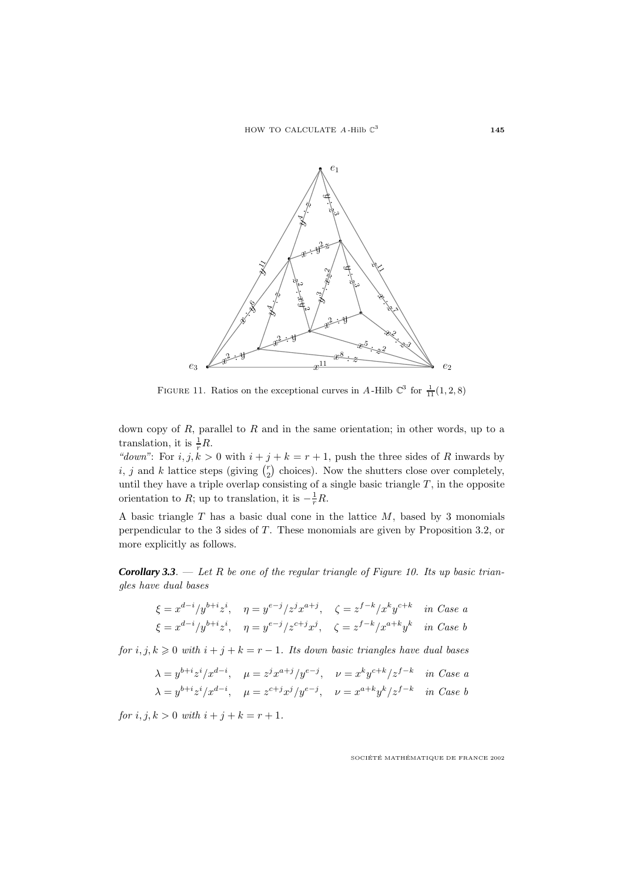FIGURE 11. Ratios on the exceptional curves in $A$-Hilb $\mathbb{C}^3$ for $\frac{1}{11}(1,2,8)$

down copy of $R$, parallel to $R$ and in the same orientation; in other words, up to a translation, it is $\frac{1}{r}R$.

*"down"*: For $i,j,k>0$ with $i+j+k=r+1$, push the three sides of $R$ inwards by $i$, $j$ and $k$ lattice steps (giving $\binom{r}{2}$ choices). Now the shutters close over completely, until they have a triple overlap consisting of a single basic triangle $T$, in the opposite orientation to $R$; up to translation, it is $-\frac{1}{r}R$.

A basic triangle $T$ has a basic dual cone in the lattice $M$, based by 3 monomials perpendicular to the 3 sides of $T$. These monomials are given by Proposition 3.2, or more explicitly as follows.

***Corollary 3.3***. — *Let $R$ be one of the regular triangle of Figure 10. Its up basic triangles have dual bases*

$$\xi = x^{d-i}/y^{b+i}z^i, \quad \eta = y^{e-j}/z^j x^{a+j}, \quad \zeta = z^{f-k}/x^k y^{c+k} \quad \textit{in Case a}$$
$$\xi = x^{d-i}/y^{b+i}z^i, \quad \eta = y^{e-j}/z^{c+j}x^j, \quad \zeta = z^{f-k}/x^{a+k}y^k \quad \textit{in Case b}$$

*for $i,j,k \geqslant 0$ with $i+j+k=r-1$. Its down basic triangles have dual bases*

$$\lambda = y^{b+i}z^i/x^{d-i}, \quad \mu = z^j x^{a+j}/y^{e-j}, \quad \nu = x^k y^{c+k}/z^{f-k} \quad \textit{in Case a}$$
$$\lambda = y^{b+i}z^i/x^{d-i}, \quad \mu = z^{c+j}x^j/y^{e-j}, \quad \nu = x^{a+k}y^k/z^{f-k} \quad \textit{in Case b}$$

*for $i,j,k>0$ with $i+j+k=r+1$.*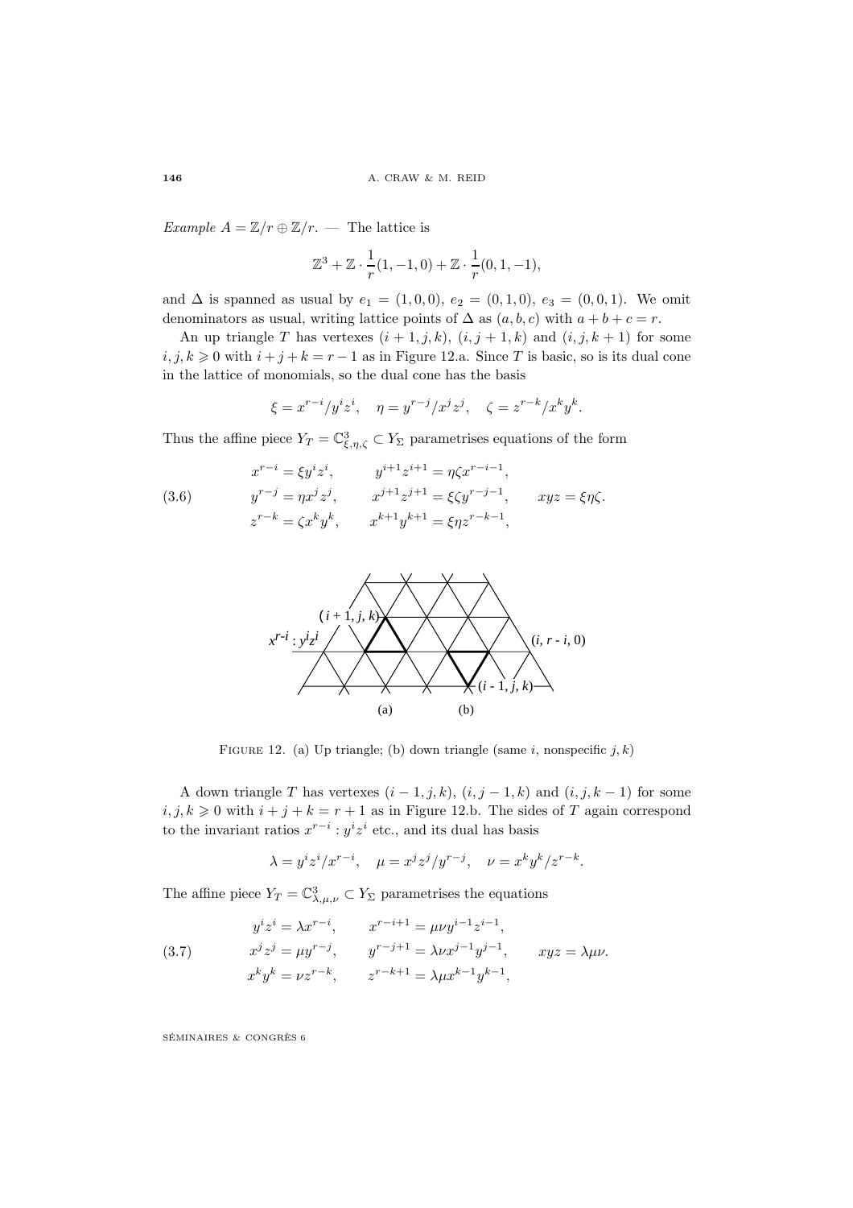*Example* $A = \mathbb{Z}/r \oplus \mathbb{Z}/r$. — The lattice is

$$\mathbb{Z}^3 + \mathbb{Z} \cdot \frac{1}{r}(1,-1,0) + \mathbb{Z} \cdot \frac{1}{r}(0,1,-1),$$

and $\Delta$ is spanned as usual by $e_1 = (1,0,0)$, $e_2 = (0,1,0)$, $e_3 = (0,0,1)$. We omit denominators as usual, writing lattice points of $\Delta$ as $(a,b,c)$ with $a+b+c=r$.

An up triangle $T$ has vertexes $(i+1,j,k)$, $(i,j+1,k)$ and $(i,j,k+1)$ for some $i,j,k \geqslant 0$ with $i+j+k = r-1$ as in Figure 12.a. Since $T$ is basic, so is its dual cone in the lattice of monomials, so the dual cone has the basis

$$\xi = x^{r-i}/y^i z^i, \quad \eta = y^{r-j}/x^j z^j, \quad \zeta = z^{r-k}/x^k y^k.$$

Thus the affine piece $Y_T = \mathbb{C}^3_{\xi,\eta,\zeta} \subset Y_\Sigma$ parametrises equations of the form

$$\begin{aligned}
&x^{r-i} = \xi y^i z^i, &\quad &y^{i+1}z^{i+1} = \eta\zeta x^{r-i-1}, & \\
&y^{r-j} = \eta x^j z^j, &\quad &x^{j+1}z^{j+1} = \xi\zeta y^{r-j-1}, &\quad xyz = \xi\eta\zeta. \\
&z^{r-k} = \zeta x^k y^k, &\quad &x^{k+1}y^{k+1} = \xi\eta z^{r-k-1}, &
\end{aligned} \tag{3.6}$$

FIGURE 12. (a) Up triangle; (b) down triangle (same $i$, nonspecific $j,k$)

A down triangle $T$ has vertexes $(i-1,j,k)$, $(i,j-1,k)$ and $(i,j,k-1)$ for some $i,j,k \geqslant 0$ with $i+j+k = r+1$ as in Figure 12.b. The sides of $T$ again correspond to the invariant ratios $x^{r-i} : y^i z^i$ etc., and its dual has basis

$$\lambda = y^i z^i/x^{r-i}, \quad \mu = x^j z^j/y^{r-j}, \quad \nu = x^k y^k/z^{r-k}.$$

The affine piece $Y_T = \mathbb{C}^3_{\lambda,\mu,\nu} \subset Y_\Sigma$ parametrises the equations

$$\begin{aligned}
&y^i z^i = \lambda x^{r-i}, &\quad &x^{r-i+1} = \mu\nu y^{i-1}z^{i-1}, & \\
&x^j z^j = \mu y^{r-j}, &\quad &y^{r-j+1} = \lambda\nu x^{j-1}y^{j-1}, &\quad xyz = \lambda\mu\nu. \\
&x^k y^k = \nu z^{r-k}, &\quad &z^{r-k+1} = \lambda\mu x^{k-1}y^{k-1}, &
\end{aligned} \tag{3.7}$$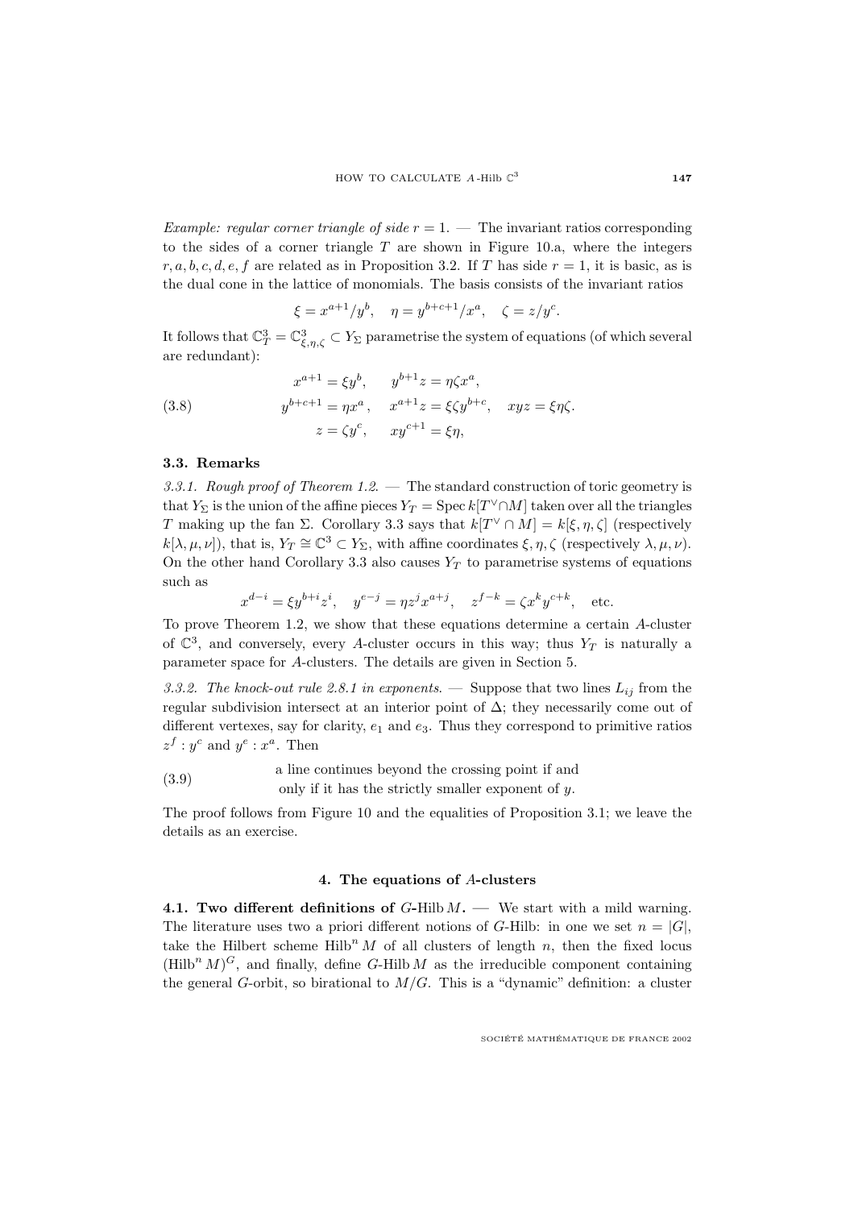*Example: regular corner triangle of side $r = 1$.* — The invariant ratios corresponding to the sides of a corner triangle $T$ are shown in Figure 10.a, where the integers $r, a, b, c, d, e, f$ are related as in Proposition 3.2. If $T$ has side $r = 1$, it is basic, as is the dual cone in the lattice of monomials. The basis consists of the invariant ratios

$$\xi = x^{a+1}/y^b, \quad \eta = y^{b+c+1}/x^a, \quad \zeta = z/y^c.$$

It follows that $\mathbb{C}^3_T = \mathbb{C}^3_{\xi,\eta,\zeta} \subset Y_\Sigma$ parametrise the system of equations (of which several are redundant):

$$\begin{aligned} x^{a+1} &= \xi y^b, & y^{b+1}z &= \eta\zeta x^a, & & \\ y^{b+c+1} &= \eta x^a, & x^{a+1}z &= \xi\zeta y^{b+c}, & xyz &= \xi\eta\zeta. \\ z &= \zeta y^c, & xy^{c+1} &= \xi\eta, & & \end{aligned} \tag{3.8}$$

### 3.3. Remarks

*3.3.1. Rough proof of Theorem 1.2.* — The standard construction of toric geometry is that $Y_\Sigma$ is the union of the affine pieces $Y_T = \operatorname{Spec} k[T^\vee \cap M]$ taken over all the triangles $T$ making up the fan $\Sigma$. Corollary 3.3 says that $k[T^\vee \cap M] = k[\xi, \eta, \zeta]$ (respectively $k[\lambda, \mu, \nu]$), that is, $Y_T \cong \mathbb{C}^3 \subset Y_\Sigma$, with affine coordinates $\xi, \eta, \zeta$ (respectively $\lambda, \mu, \nu$). On the other hand Corollary 3.3 also causes $Y_T$ to parametrise systems of equations such as

$$x^{d-i} = \xi y^{b+i} z^i, \quad y^{e-j} = \eta z^j x^{a+j}, \quad z^{f-k} = \zeta x^k y^{c+k}, \quad \text{etc.}$$

To prove Theorem 1.2, we show that these equations determine a certain $A$-cluster of $\mathbb{C}^3$, and conversely, every $A$-cluster occurs in this way; thus $Y_T$ is naturally a parameter space for $A$-clusters. The details are given in Section 5.

*3.3.2. The knock-out rule 2.8.1 in exponents.* — Suppose that two lines $L_{ij}$ from the regular subdivision intersect at an interior point of $\Delta$; they necessarily come out of different vertexes, say for clarity, $e_1$ and $e_3$. Thus they correspond to primitive ratios $z^f : y^c$ and $y^e : x^a$. Then

(3.9) a line continues beyond the crossing point if and only if it has the strictly smaller exponent of $y$.

The proof follows from Figure 10 and the equalities of Proposition 3.1; we leave the details as an exercise.

## 4. The equations of $A$-clusters

**4.1. Two different definitions of $G$-Hilb $M$.** — We start with a mild warning. The literature uses two a priori different notions of $G$-Hilb: in one we set $n = |G|$, take the Hilbert scheme $\operatorname{Hilb}^n M$ of all clusters of length $n$, then the fixed locus $(\operatorname{Hilb}^n M)^G$, and finally, define $G$-Hilb $M$ as the irreducible component containing the general $G$-orbit, so birational to $M/G$. This is a "dynamic" definition: a cluster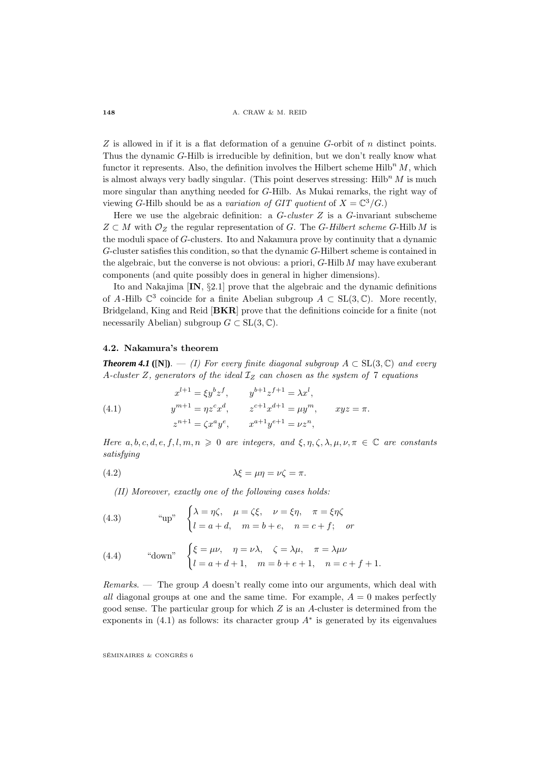$Z$ is allowed in if it is a flat deformation of a genuine $G$-orbit of $n$ distinct points. Thus the dynamic $G$-Hilb is irreducible by definition, but we don't really know what functor it represents. Also, the definition involves the Hilbert scheme $\mathrm{Hilb}^n M$, which is almost always very badly singular. (This point deserves stressing: $\mathrm{Hilb}^n M$ is much more singular than anything needed for $G$-Hilb. As Mukai remarks, the right way of viewing $G$-Hilb should be as a *variation of GIT quotient* of $X = \mathbb{C}^3/G$.)

Here we use the algebraic definition: a *$G$-cluster* $Z$ is a $G$-invariant subscheme $Z \subset M$ with $\mathcal{O}_Z$ the regular representation of $G$. The *$G$-Hilbert scheme* $G$-Hilb $M$ is the moduli space of $G$-clusters. Ito and Nakamura prove by continuity that a dynamic $G$-cluster satisfies this condition, so that the dynamic $G$-Hilbert scheme is contained in the algebraic, but the converse is not obvious: a priori, $G$-Hilb $M$ may have exuberant components (and quite possibly does in general in higher dimensions).

Ito and Nakajima [**IN**, §2.1] prove that the algebraic and the dynamic definitions of $A$-Hilb $\mathbb{C}^3$ coincide for a finite Abelian subgroup $A \subset \mathrm{SL}(3, \mathbb{C})$. More recently, Bridgeland, King and Reid [**BKR**] prove that the definitions coincide for a finite (not necessarily Abelian) subgroup $G \subset \mathrm{SL}(3, \mathbb{C})$.

### 4.2. Nakamura's theorem

***Theorem 4.1* ([N]).** — *(I) For every finite diagonal subgroup $A \subset \mathrm{SL}(3, \mathbb{C})$ and every $A$-cluster $Z$, generators of the ideal $\mathcal{I}_Z$ can chosen as the system of 7 equations*

$$
\begin{aligned}
x^{l+1} &= \xi y^b z^f, & y^{b+1} z^{f+1} &= \lambda x^l, & & \\
y^{m+1} &= \eta z^c x^d, & z^{c+1} x^{d+1} &= \mu y^m, & xyz &= \pi. \\
z^{n+1} &= \zeta x^a y^e, & x^{a+1} y^{e+1} &= \nu z^n, & &
\end{aligned}
\tag{4.1}
$$

*Here $a, b, c, d, e, f, l, m, n \geqslant 0$ are integers, and $\xi, \eta, \zeta, \lambda, \mu, \nu, \pi \in \mathbb{C}$ are constants satisfying*

$$\lambda\xi = \mu\eta = \nu\zeta = \pi. \tag{4.2}$$

*(II) Moreover, exactly one of the following cases holds:*

$$\text{“up”} \quad \begin{cases} \lambda = \eta\zeta, \quad \mu = \zeta\xi, \quad \nu = \xi\eta, \quad \pi = \xi\eta\zeta \\ l = a + d, \quad m = b + e, \quad n = c + f; \quad \text{or} \end{cases} \tag{4.3}$$

$$\text{“down”} \quad \begin{cases} \xi = \mu\nu, \quad \eta = \nu\lambda, \quad \zeta = \lambda\mu, \quad \pi = \lambda\mu\nu \\ l = a + d + 1, \quad m = b + e + 1, \quad n = c + f + 1. \end{cases} \tag{4.4}$$

*Remarks*. — The group $A$ doesn't really come into our arguments, which deal with *all* diagonal groups at one and the same time. For example, $A = 0$ makes perfectly good sense. The particular group for which $Z$ is an $A$-cluster is determined from the exponents in (4.1) as follows: its character group $A^*$ is generated by its eigenvalues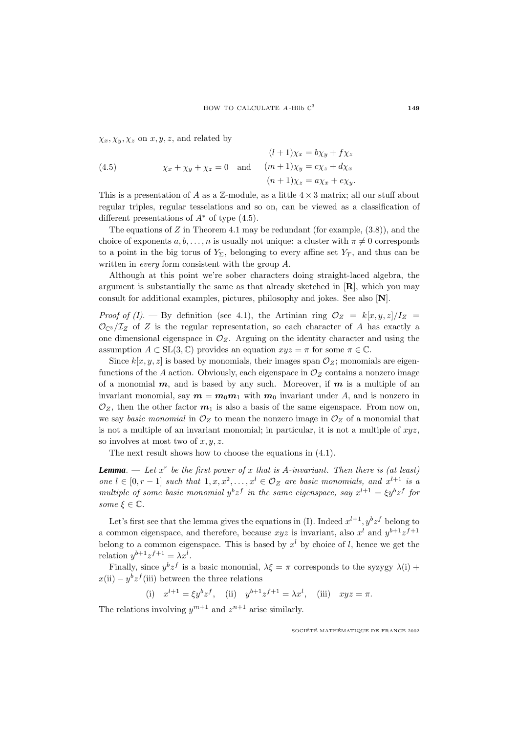$\chi_x, \chi_y, \chi_z$ on $x, y, z$, and related by

$$
\chi_x + \chi_y + \chi_z = 0 \quad \text{and} \quad
\begin{aligned}
(l+1)\chi_x &= b\chi_y + f\chi_z \\
(m+1)\chi_y &= c\chi_z + d\chi_x \\
(n+1)\chi_z &= a\chi_x + e\chi_y.
\end{aligned}
\tag{4.5}
$$

This is a presentation of $A$ as a $\mathbb{Z}$-module, as a little $4 \times 3$ matrix; all our stuff about regular triples, regular tesselations and so on, can be viewed as a classification of different presentations of $A^*$ of type (4.5).

The equations of $Z$ in Theorem 4.1 may be redundant (for example, (3.8)), and the choice of exponents $a, b, \ldots, n$ is usually not unique: a cluster with $\pi \neq 0$ corresponds to a point in the big torus of $Y_\Sigma$, belonging to every affine set $Y_T$, and thus can be written in *every* form consistent with the group $A$.

Although at this point we're sober characters doing straight-laced algebra, the argument is substantially the same as that already sketched in [**R**], which you may consult for additional examples, pictures, philosophy and jokes. See also [**N**].

*Proof of (I).* — By definition (see 4.1), the Artinian ring $\mathcal{O}_Z = k[x, y, z]/I_Z = \mathcal{O}_{\mathbb{C}^3}/\mathcal{I}_Z$ of $Z$ is the regular representation, so each character of $A$ has exactly a one dimensional eigenspace in $\mathcal{O}_Z$. Arguing on the identity character and using the assumption $A \subset \mathrm{SL}(3, \mathbb{C})$ provides an equation $xyz = \pi$ for some $\pi \in \mathbb{C}$.

Since $k[x, y, z]$ is based by monomials, their images span $\mathcal{O}_Z$; monomials are eigenfunctions of the $A$ action. Obviously, each eigenspace in $\mathcal{O}_Z$ contains a nonzero image of a monomial $\boldsymbol{m}$, and is based by any such. Moreover, if $\boldsymbol{m}$ is a multiple of an invariant monomial, say $\boldsymbol{m} = \boldsymbol{m}_0\boldsymbol{m}_1$ with $\boldsymbol{m}_0$ invariant under $A$, and is nonzero in $\mathcal{O}_Z$, then the other factor $\boldsymbol{m}_1$ is also a basis of the same eigenspace. From now on, we say *basic monomial* in $\mathcal{O}_Z$ to mean the nonzero image in $\mathcal{O}_Z$ of a monomial that is not a multiple of an invariant monomial; in particular, it is not a multiple of $xyz$, so involves at most two of $x, y, z$.

The next result shows how to choose the equations in (4.1).

***Lemma.*** — *Let $x^r$ be the first power of $x$ that is $A$-invariant. Then there is (at least) one $l \in [0, r-1]$ such that $1, x, x^2, \ldots, x^l \in \mathcal{O}_Z$ are basic monomials, and $x^{l+1}$ is a multiple of some basic monomial $y^b z^f$ in the same eigenspace, say $x^{l+1} = \xi y^b z^f$ for some $\xi \in \mathbb{C}$.*

Let's first see that the lemma gives the equations in (I). Indeed $x^{l+1}, y^b z^f$ belong to a common eigenspace, and therefore, because $xyz$ is invariant, also $x^l$ and $y^{b+1}z^{f+1}$ belong to a common eigenspace. This is based by $x^l$ by choice of $l$, hence we get the relation $y^{b+1}z^{f+1} = \lambda x^l$.

Finally, since $y^b z^f$ is a basic monomial, $\lambda\xi = \pi$ corresponds to the syzygy $\lambda(\text{i}) + x(\text{ii}) - y^b z^f(\text{iii})$ between the three relations

$$
\text{(i)} \quad x^{l+1} = \xi y^b z^f, \quad \text{(ii)} \quad y^{b+1}z^{f+1} = \lambda x^l, \quad \text{(iii)} \quad xyz = \pi.
$$

The relations involving $y^{m+1}$ and $z^{n+1}$ arise similarly.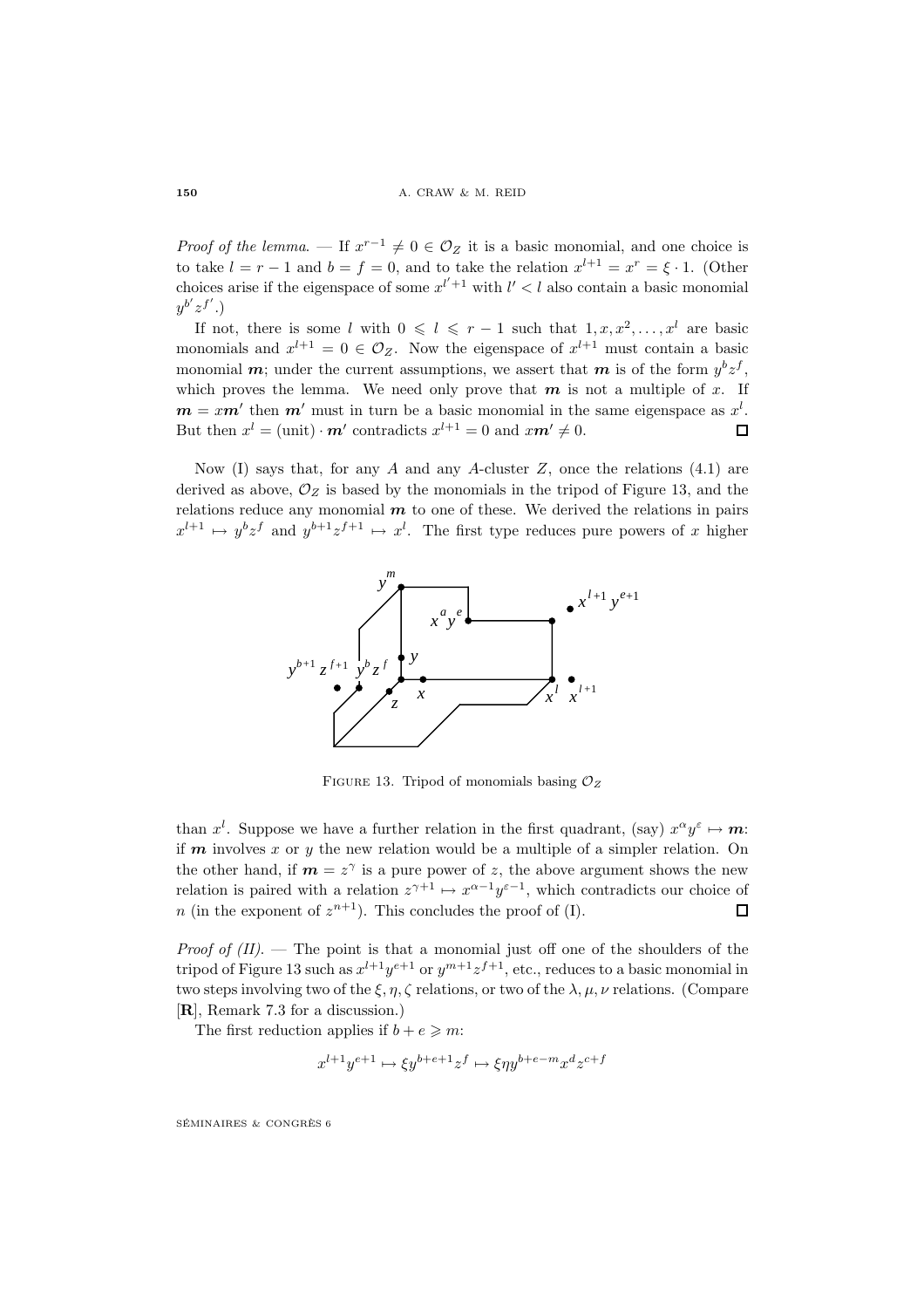*Proof of the lemma*. — If $x^{r-1} \neq 0 \in \mathcal{O}_Z$ it is a basic monomial, and one choice is to take $l = r-1$ and $b = f = 0$, and to take the relation $x^{l+1} = x^r = \xi \cdot 1$. (Other choices arise if the eigenspace of some $x^{l'+1}$ with $l' < l$ also contain a basic monomial $y^{b'} z^{f'}$.)

If not, there is some $l$ with $0 \leqslant l \leqslant r-1$ such that $1, x, x^2, \dots, x^l$ are basic monomials and $x^{l+1} = 0 \in \mathcal{O}_Z$. Now the eigenspace of $x^{l+1}$ must contain a basic monomial $\boldsymbol{m}$; under the current assumptions, we assert that $\boldsymbol{m}$ is of the form $y^b z^f$, which proves the lemma. We need only prove that $\boldsymbol{m}$ is not a multiple of $x$. If $\boldsymbol{m} = x\boldsymbol{m}'$ then $\boldsymbol{m}'$ must in turn be a basic monomial in the same eigenspace as $x^l$. But then $x^l = (\text{unit}) \cdot \boldsymbol{m}'$ contradicts $x^{l+1} = 0$ and $x\boldsymbol{m}' \neq 0$. $\square$

Now (I) says that, for any $A$ and any $A$-cluster $Z$, once the relations (4.1) are derived as above, $\mathcal{O}_Z$ is based by the monomials in the tripod of Figure 13, and the relations reduce any monomial $\boldsymbol{m}$ to one of these. We derived the relations in pairs $x^{l+1} \mapsto y^b z^f$ and $y^{b+1} z^{f+1} \mapsto x^l$. The first type reduces pure powers of $x$ higher than $x^l$. Suppose we have a further relation in the first quadrant, (say) $x^\alpha y^\varepsilon \mapsto \boldsymbol{m}$: if $\boldsymbol{m}$ involves $x$ or $y$ the new relation would be a multiple of a simpler relation. On the other hand, if $\boldsymbol{m} = z^\gamma$ is a pure power of $z$, the above argument shows the new relation is paired with a relation $z^{\gamma+1} \mapsto x^{\alpha-1} y^{\varepsilon-1}$, which contradicts our choice of $n$ (in the exponent of $z^{n+1}$). This concludes the proof of (I). $\square$

FIGURE 13. Tripod of monomials basing $\mathcal{O}_Z$

*Proof of (II)*. — The point is that a monomial just off one of the shoulders of the tripod of Figure 13 such as $x^{l+1} y^{e+1}$ or $y^{m+1} z^{f+1}$, etc., reduces to a basic monomial in two steps involving two of the $\xi, \eta, \zeta$ relations, or two of the $\lambda, \mu, \nu$ relations. (Compare [**R**], Remark 7.3 for a discussion.)

The first reduction applies if $b + e \geqslant m$:

$$x^{l+1} y^{e+1} \mapsto \xi y^{b+e+1} z^f \mapsto \xi\eta y^{b+e-m} x^d z^{c+f}$$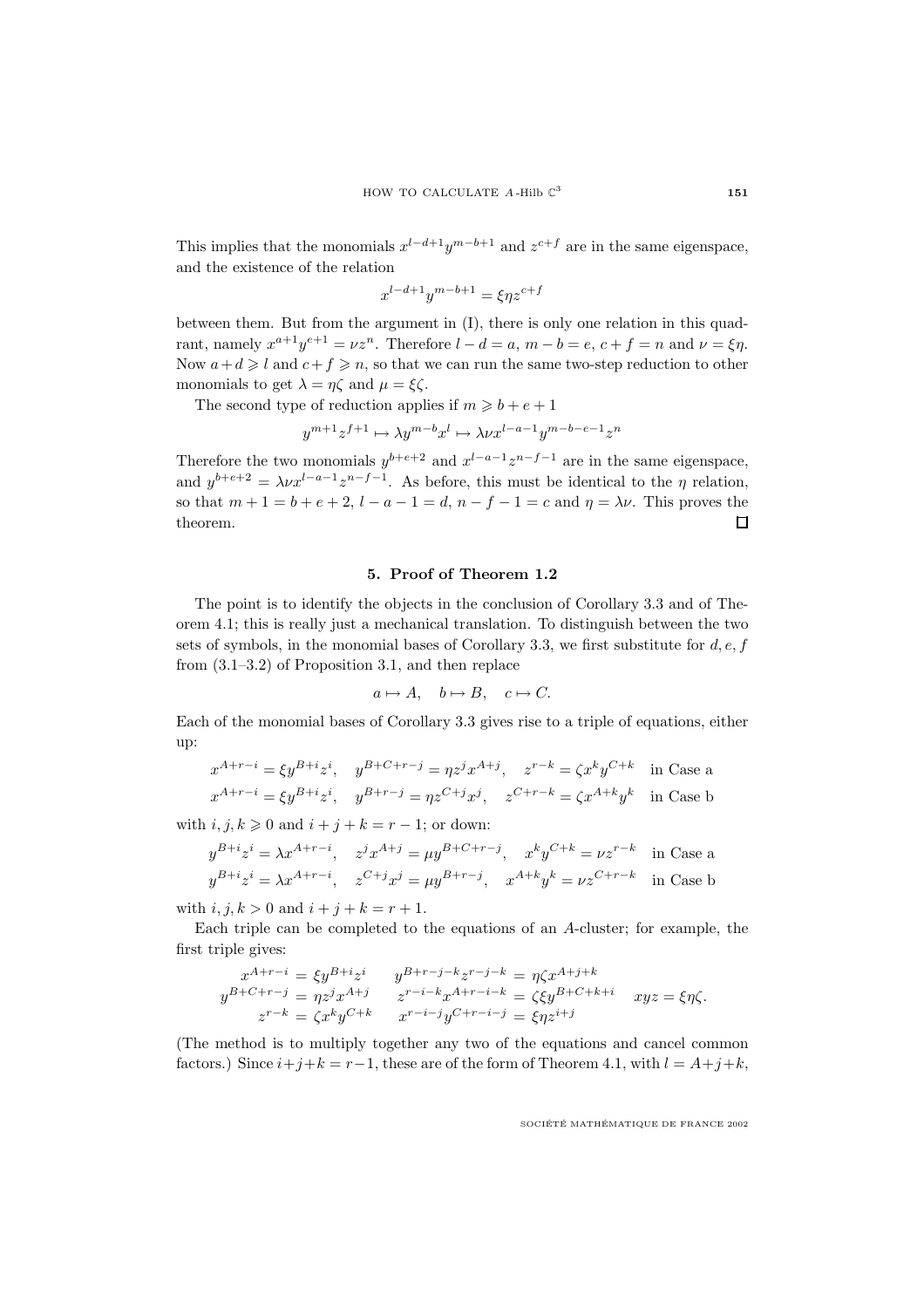This implies that the monomials $x^{l-d+1}y^{m-b+1}$ and $z^{c+f}$ are in the same eigenspace, and the existence of the relation

$$x^{l-d+1}y^{m-b+1} = \xi\eta z^{c+f}$$

between them. But from the argument in (I), there is only one relation in this quadrant, namely $x^{a+1}y^{e+1} = \nu z^n$. Therefore $l-d=a$, $m-b=e$, $c+f=n$ and $\nu=\xi\eta$. Now $a+d \geqslant l$ and $c+f \geqslant n$, so that we can run the same two-step reduction to other monomials to get $\lambda = \eta\zeta$ and $\mu = \xi\zeta$.

The second type of reduction applies if $m \geqslant b+e+1$

$$y^{m+1}z^{f+1} \mapsto \lambda y^{m-b}x^l \mapsto \lambda\nu x^{l-a-1}y^{m-b-e-1}z^n$$

Therefore the two monomials $y^{b+e+2}$ and $x^{l-a-1}z^{n-f-1}$ are in the same eigenspace, and $y^{b+e+2} = \lambda\nu x^{l-a-1}z^{n-f-1}$. As before, this must be identical to the $\eta$ relation, so that $m+1 = b+e+2$, $l-a-1=d$, $n-f-1=c$ and $\eta = \lambda\nu$. This proves the theorem. $\square$

## 5. Proof of Theorem 1.2

The point is to identify the objects in the conclusion of Corollary 3.3 and of Theorem 4.1; this is really just a mechanical translation. To distinguish between the two sets of symbols, in the monomial bases of Corollary 3.3, we first substitute for $d, e, f$ from (3.1–3.2) of Proposition 3.1, and then replace

$$a \mapsto A, \quad b \mapsto B, \quad c \mapsto C.$$

Each of the monomial bases of Corollary 3.3 gives rise to a triple of equations, either up:

$$x^{A+r-i} = \xi y^{B+i}z^i, \quad y^{B+C+r-j} = \eta z^j x^{A+j}, \quad z^{r-k} = \zeta x^k y^{C+k} \quad \text{in Case a}$$
$$x^{A+r-i} = \xi y^{B+i}z^i, \quad y^{B+r-j} = \eta z^{C+j}x^j, \quad z^{C+r-k} = \zeta x^{A+k}y^k \quad \text{in Case b}$$

with $i,j,k \geqslant 0$ and $i+j+k = r-1$; or down:

$$y^{B+i}z^i = \lambda x^{A+r-i}, \quad z^j x^{A+j} = \mu y^{B+C+r-j}, \quad x^k y^{C+k} = \nu z^{r-k} \quad \text{in Case a}$$
$$y^{B+i}z^i = \lambda x^{A+r-i}, \quad z^{C+j}x^j = \mu y^{B+r-j}, \quad x^{A+k}y^k = \nu z^{C+r-k} \quad \text{in Case b}$$

with $i,j,k > 0$ and $i+j+k = r+1$.

Each triple can be completed to the equations of an $A$-cluster; for example, the first triple gives:

$$\begin{aligned}
x^{A+r-i} &= \xi y^{B+i}z^i & y^{B+r-j-k}z^{r-j-k} &= \eta\zeta x^{A+j+k} & & \\
y^{B+C+r-j} &= \eta z^j x^{A+j} & z^{r-i-k}x^{A+r-i-k} &= \zeta\xi y^{B+C+k+i} & xyz &= \xi\eta\zeta. \\
z^{r-k} &= \zeta x^k y^{C+k} & x^{r-i-j}y^{C+r-i-j} &= \xi\eta z^{i+j} & &
\end{aligned}$$

(The method is to multiply together any two of the equations and cancel common factors.) Since $i+j+k = r-1$, these are of the form of Theorem 4.1, with $l = A+j+k$,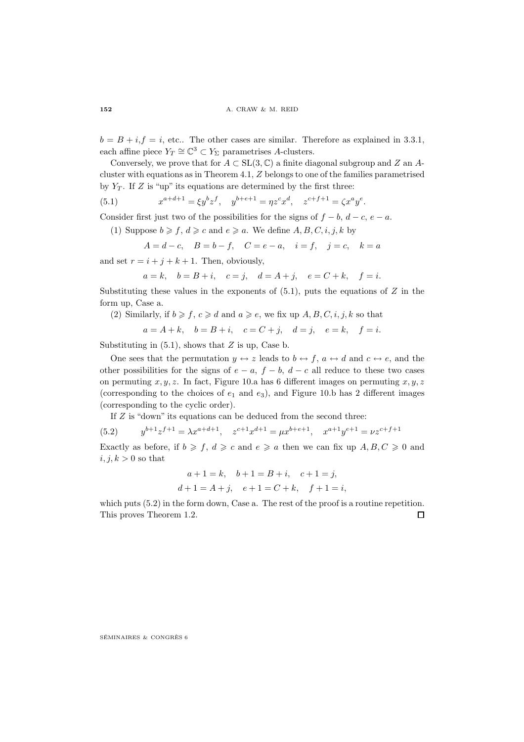$b = B + i, f = i$, etc.. The other cases are similar. Therefore as explained in 3.3.1, each affine piece $Y_T \cong \mathbb{C}^3 \subset Y_\Sigma$ parametrises $A$-clusters.

Conversely, we prove that for $A \subset \mathrm{SL}(3, \mathbb{C})$ a finite diagonal subgroup and $Z$ an $A$-cluster with equations as in Theorem 4.1, $Z$ belongs to one of the families parametrised by $Y_T$. If $Z$ is "up" its equations are determined by the first three:

$$x^{a+d+1} = \xi y^b z^f, \quad y^{b+e+1} = \eta z^c x^d, \quad z^{c+f+1} = \zeta x^a y^e. \tag{5.1}$$

Consider first just two of the possibilities for the signs of $f - b$, $d - c$, $e - a$.

(1) Suppose $b \geqslant f$, $d \geqslant c$ and $e \geqslant a$. We define $A, B, C, i, j, k$ by

$$A = d - c, \quad B = b - f, \quad C = e - a, \quad i = f, \quad j = c, \quad k = a$$

and set $r = i + j + k + 1$. Then, obviously,

$$a = k, \quad b = B + i, \quad c = j, \quad d = A + j, \quad e = C + k, \quad f = i.$$

Substituting these values in the exponents of (5.1), puts the equations of $Z$ in the form up, Case a.

(2) Similarly, if $b \geqslant f$, $c \geqslant d$ and $a \geqslant e$, we fix up $A, B, C, i, j, k$ so that

$$a = A + k, \quad b = B + i, \quad c = C + j, \quad d = j, \quad e = k, \quad f = i.$$

Substituting in (5.1), shows that $Z$ is up, Case b.

One sees that the permutation $y \leftrightarrow z$ leads to $b \leftrightarrow f$, $a \leftrightarrow d$ and $c \leftrightarrow e$, and the other possibilities for the signs of $e - a$, $f - b$, $d - c$ all reduce to these two cases on permuting $x, y, z$. In fact, Figure 10.a has 6 different images on permuting $x, y, z$ (corresponding to the choices of $e_1$ and $e_3$), and Figure 10.b has 2 different images (corresponding to the cyclic order).

If $Z$ is "down" its equations can be deduced from the second three:

$$y^{b+1} z^{f+1} = \lambda x^{a+d+1}, \quad z^{c+1} x^{d+1} = \mu x^{b+e+1}, \quad x^{a+1} y^{e+1} = \nu z^{c+f+1} \tag{5.2}$$

Exactly as before, if $b \geqslant f$, $d \geqslant c$ and $e \geqslant a$ then we can fix up $A, B, C \geqslant 0$ and $i, j, k > 0$ so that

$$\begin{aligned} a + 1 = k, \quad b + 1 = B + i, \quad c + 1 = j, \\ d + 1 = A + j, \quad e + 1 = C + k, \quad f + 1 = i, \end{aligned}$$

which puts (5.2) in the form down, Case a. The rest of the proof is a routine repetition. This proves Theorem 1.2. □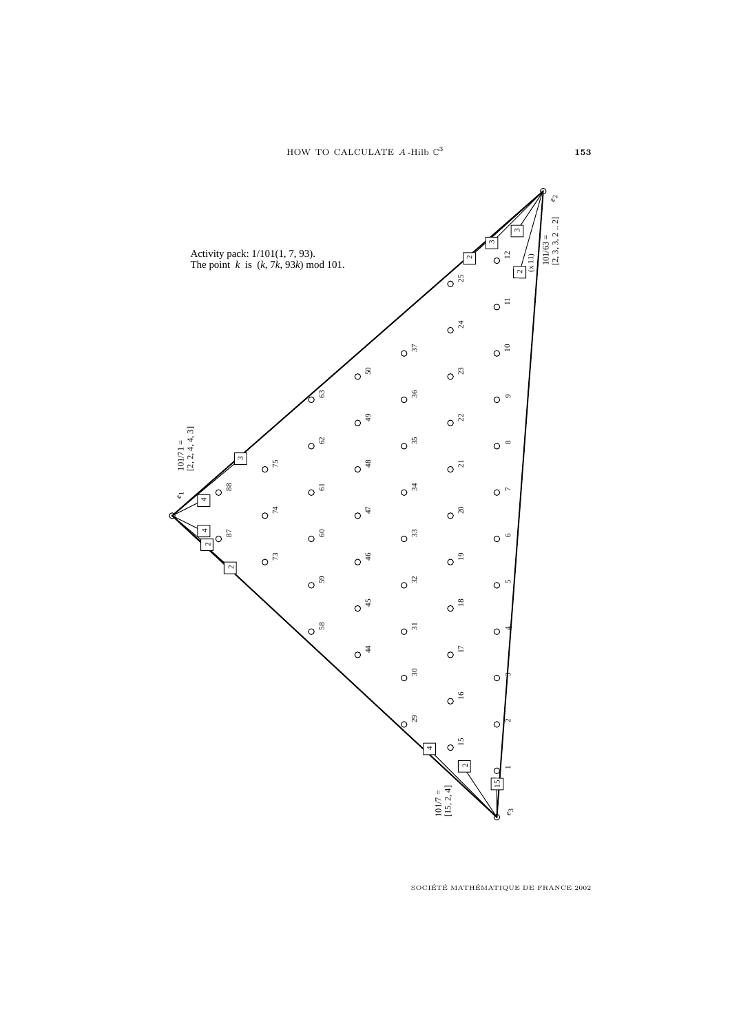Activity pack: 1/101(1, 7, 93).
The point $k$ is $(k, 7k, 93k)$ mod 101.

$101/71 = [2, 2, 4, 4, 3]$

$101/63 = [2, 3, 3, 2 \ldots 2]$

$101/7 = [15, 2, 4]$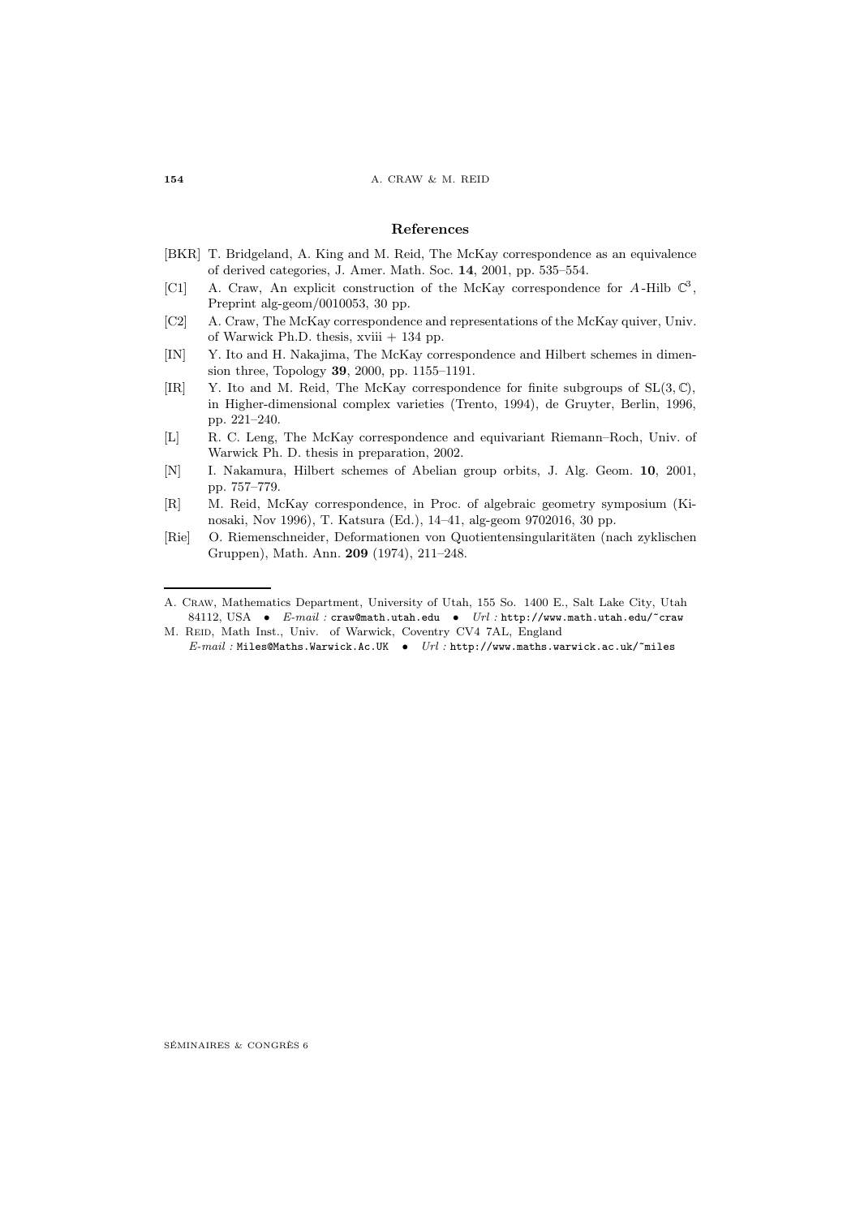## References

[BKR] T. Bridgeland, A. King and M. Reid, The McKay correspondence as an equivalence of derived categories, J. Amer. Math. Soc. **14**, 2001, pp. 535–554.

[C1] A. Craw, An explicit construction of the McKay correspondence for $A$-Hilb $\mathbb{C}^3$, Preprint alg-geom/0010053, 30 pp.

[C2] A. Craw, The McKay correspondence and representations of the McKay quiver, Univ. of Warwick Ph.D. thesis, xviii + 134 pp.

[IN] Y. Ito and H. Nakajima, The McKay correspondence and Hilbert schemes in dimension three, Topology **39**, 2000, pp. 1155–1191.

[IR] Y. Ito and M. Reid, The McKay correspondence for finite subgroups of $\mathrm{SL}(3, \mathbb{C})$, in Higher-dimensional complex varieties (Trento, 1994), de Gruyter, Berlin, 1996, pp. 221–240.

[L] R. C. Leng, The McKay correspondence and equivariant Riemann–Roch, Univ. of Warwick Ph. D. thesis in preparation, 2002.

[N] I. Nakamura, Hilbert schemes of Abelian group orbits, J. Alg. Geom. **10**, 2001, pp. 757–779.

[R] M. Reid, McKay correspondence, in Proc. of algebraic geometry symposium (Kinosaki, Nov 1996), T. Katsura (Ed.), 14–41, alg-geom 9702016, 30 pp.

[Rie] O. Riemenschneider, Deformationen von Quotientensingularitäten (nach zyklischen Gruppen), Math. Ann. **209** (1974), 211–248.

---

A. Craw, Mathematics Department, University of Utah, 155 So. 1400 E., Salt Lake City, Utah 84112, USA • *E-mail :* craw@math.utah.edu • *Url :* http://www.math.utah.edu/~craw

M. Reid, Math Inst., Univ. of Warwick, Coventry CV4 7AL, England
*E-mail :* Miles@Maths.Warwick.Ac.UK • *Url :* http://www.maths.warwick.ac.uk/~miles